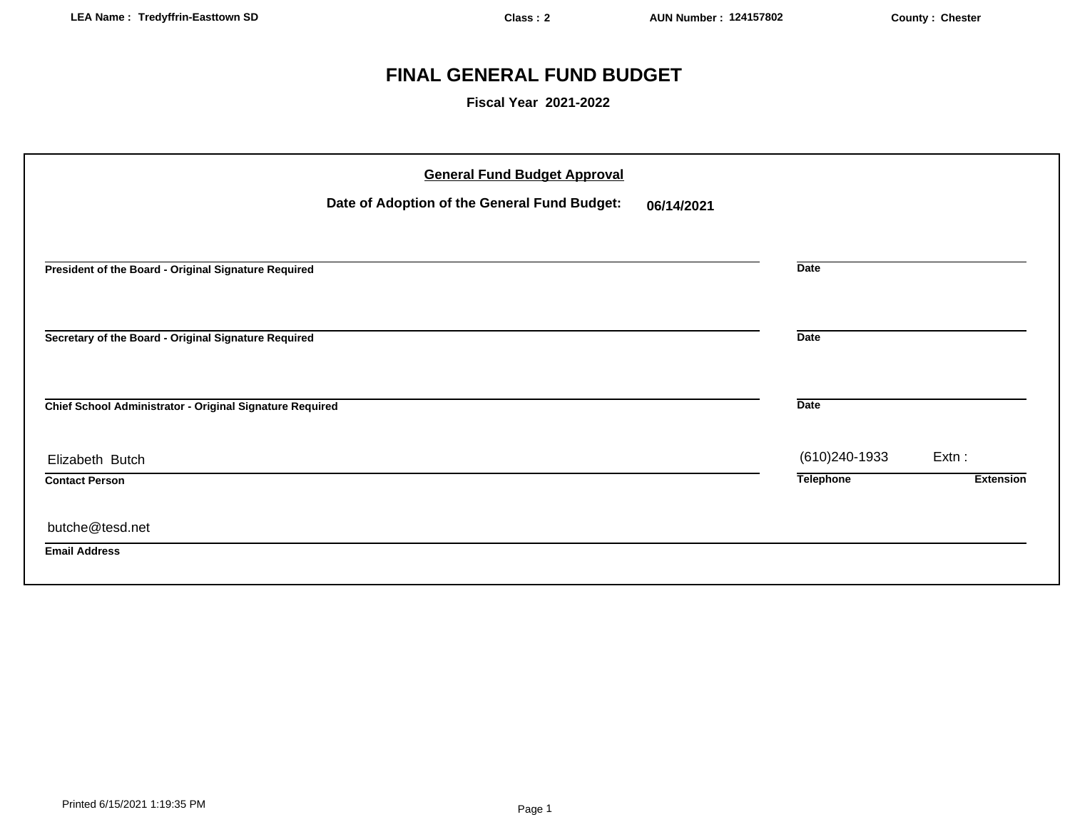LEA Name : Tredyffrin-Easttown SD | Class : 2 | AUN Number : 124157802 | County : Chester

# FINAL GENERAL FUND BUDGET

**Fiscal Year 2021-2022**

## General Fund Budget Approval

**Date of Adoption of the General Fund Budget:** **06/14/2021**

_______________________________________
**President of the Board - Original Signature Required** | **Date**

_______________________________________
**Secretary of the Board - Original Signature Required** | **Date**

_______________________________________
**Chief School Administrator - Original Signature Required** | **Date**

Elizabeth Butch | (610)240-1933 | Extn :
**Contact Person** | **Telephone** | **Extension**

butche@tesd.net
**Email Address**

Printed 6/15/2021 1:19:35 PM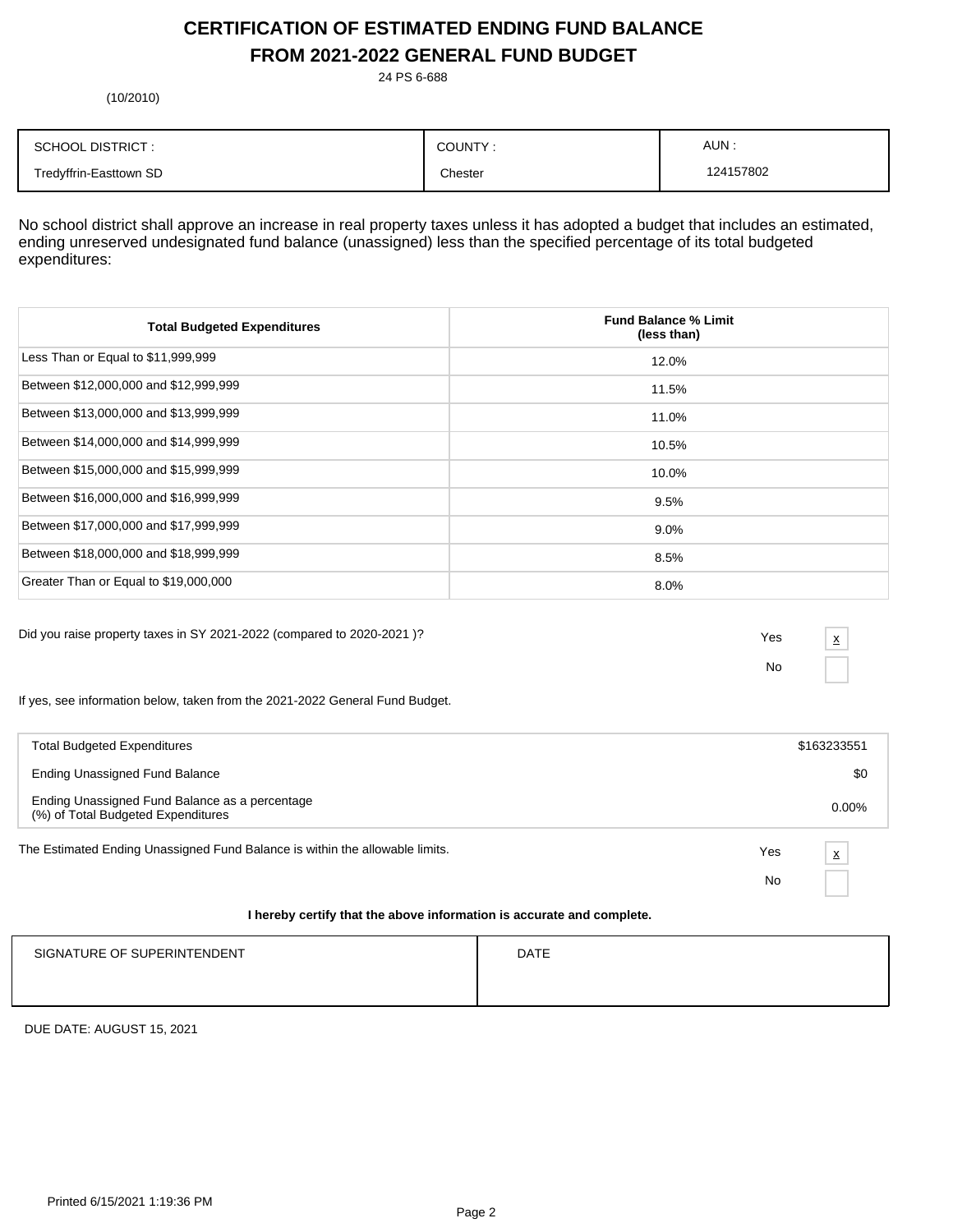# CERTIFICATION OF ESTIMATED ENDING FUND BALANCE
# FROM 2021-2022 GENERAL FUND BUDGET

24 PS 6-688

(10/2010)

| SCHOOL DISTRICT : | COUNTY : | AUN : |
|---|---|---|
| Tredyffrin-Easttown SD | Chester | 124157802 |

No school district shall approve an increase in real property taxes unless it has adopted a budget that includes an estimated, ending unreserved undesignated fund balance (unassigned) less than the specified percentage of its total budgeted expenditures:

| Total Budgeted Expenditures | Fund Balance % Limit (less than) |
|---|---|
| Less Than or Equal to $11,999,999 | 12.0% |
| Between $12,000,000 and $12,999,999 | 11.5% |
| Between $13,000,000 and $13,999,999 | 11.0% |
| Between $14,000,000 and $14,999,999 | 10.5% |
| Between $15,000,000 and $15,999,999 | 10.0% |
| Between $16,000,000 and $16,999,999 | 9.5% |
| Between $17,000,000 and $17,999,999 | 9.0% |
| Between $18,000,000 and $18,999,999 | 8.5% |
| Greater Than or Equal to $19,000,000 | 8.0% |

Did you raise property taxes in SY 2021-2022 (compared to 2020-2021 )?

Yes [x]

No [ ]

If yes, see information below, taken from the 2021-2022 General Fund Budget.

| | |
|---|---|
| Total Budgeted Expenditures | $163233551 |
| Ending Unassigned Fund Balance | $0 |
| Ending Unassigned Fund Balance as a percentage (%) of Total Budgeted Expenditures | 0.00% |

The Estimated Ending Unassigned Fund Balance is within the allowable limits.

Yes [x]

No [ ]

**I hereby certify that the above information is accurate and complete.**

| SIGNATURE OF SUPERINTENDENT | DATE |
|---|---|
| | |

DUE DATE: AUGUST 15, 2021

Printed 6/15/2021 1:19:36 PM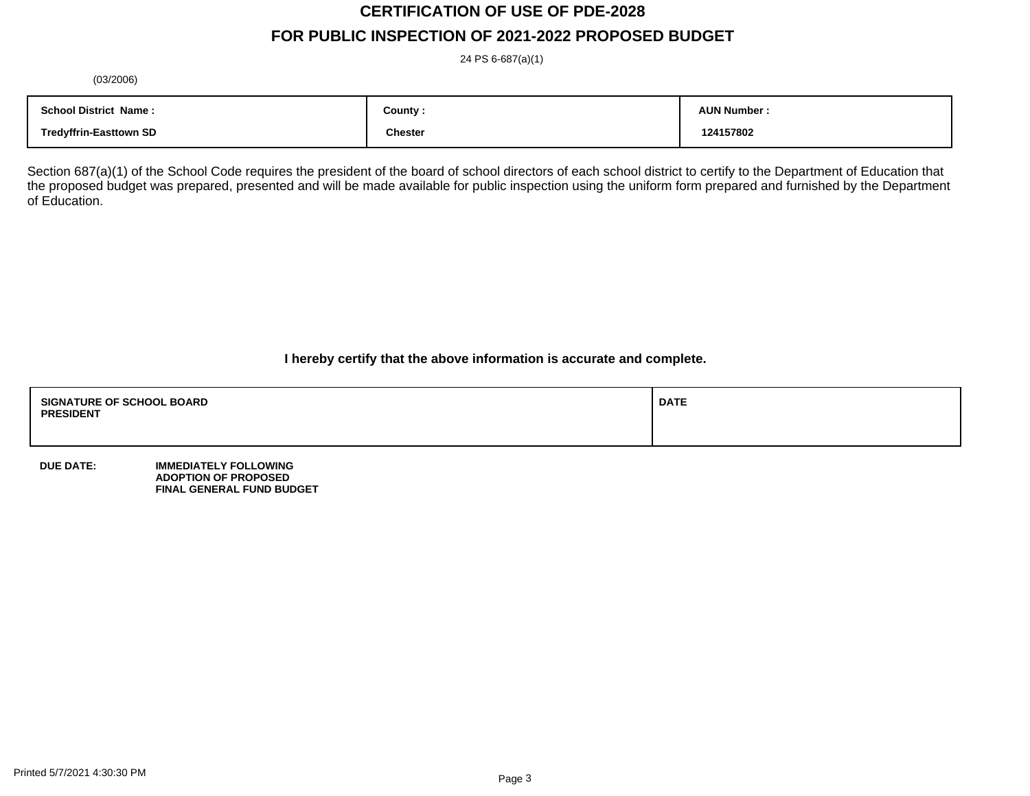# CERTIFICATION OF USE OF PDE-2028

## FOR PUBLIC INSPECTION OF 2021-2022 PROPOSED BUDGET

24 PS 6-687(a)(1)

(03/2006)

| School District Name : | County : | AUN Number : |
|---|---|---|
| Tredyffrin-Easttown SD | Chester | 124157802 |

Section 687(a)(1) of the School Code requires the president of the board of school directors of each school district to certify to the Department of Education that the proposed budget was prepared, presented and will be made available for public inspection using the uniform form prepared and furnished by the Department of Education.

**I hereby certify that the above information is accurate and complete.**

| SIGNATURE OF SCHOOL BOARD PRESIDENT | DATE |
|---|---|
| | |

**DUE DATE:** **IMMEDIATELY FOLLOWING ADOPTION OF PROPOSED FINAL GENERAL FUND BUDGET**

Printed 5/7/2021 4:30:30 PM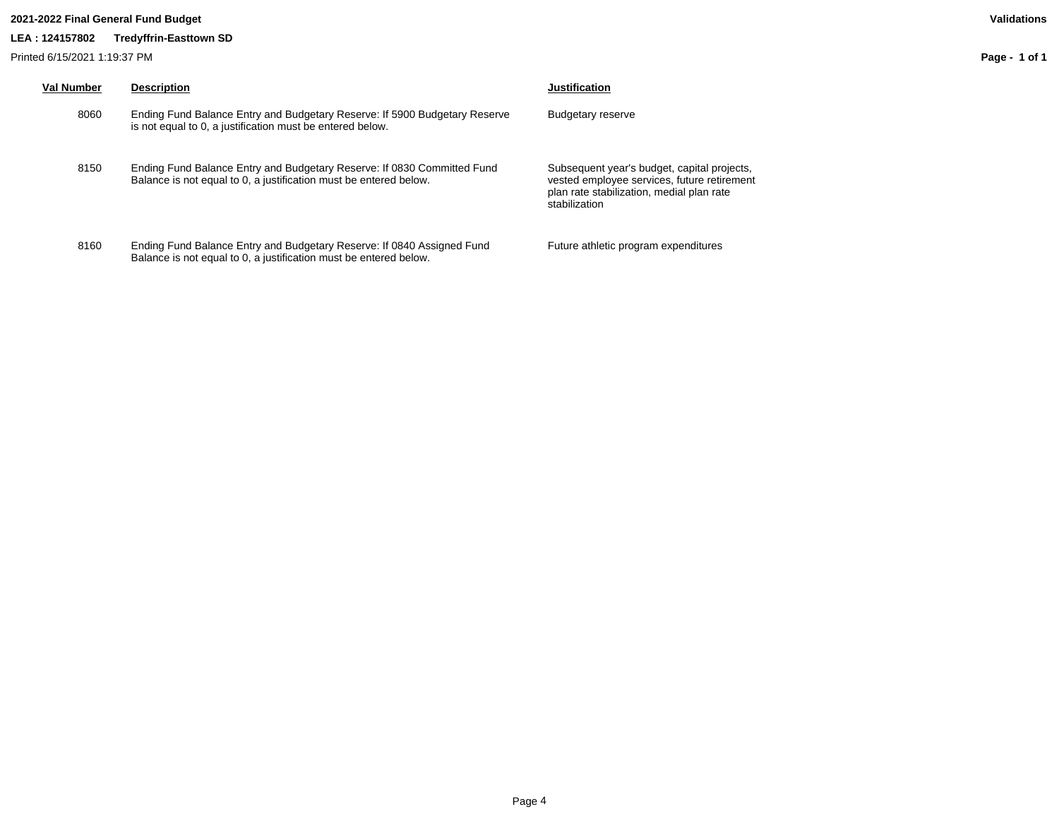**2021-2022 Final General Fund Budget**

**Validations**

**LEA : 124157802 Tredyffrin-Easttown SD**

Printed 6/15/2021 1:19:37 PM

| Val Number | Description | Justification |
| --- | --- | --- |
| 8060 | Ending Fund Balance Entry and Budgetary Reserve: If 5900 Budgetary Reserve is not equal to 0, a justification must be entered below. | Budgetary reserve |
| 8150 | Ending Fund Balance Entry and Budgetary Reserve: If 0830 Committed Fund Balance is not equal to 0, a justification must be entered below. | Subsequent year's budget, capital projects, vested employee services, future retirement plan rate stabilization, medial plan rate stabilization |
| 8160 | Ending Fund Balance Entry and Budgetary Reserve: If 0840 Assigned Fund Balance is not equal to 0, a justification must be entered below. | Future athletic program expenditures |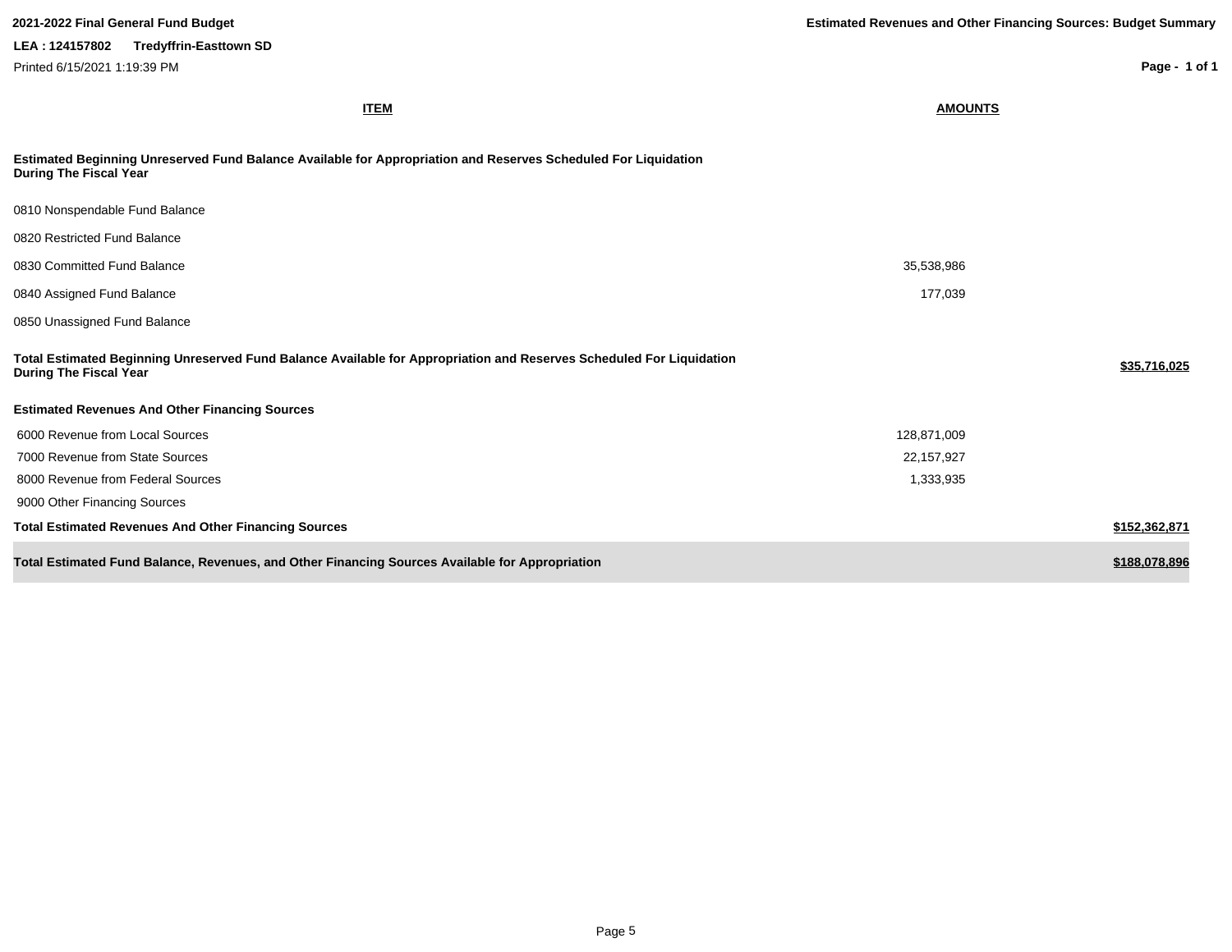**2021-2022 Final General Fund Budget**

**Estimated Revenues and Other Financing Sources: Budget Summary**

**LEA : 124157802 Tredyffrin-Easttown SD**

Printed 6/15/2021 1:19:39 PM

| ITEM | AMOUNTS | |
|---|---|---|
| **Estimated Beginning Unreserved Fund Balance Available for Appropriation and Reserves Scheduled For Liquidation During The Fiscal Year** | | |
| 0810 Nonspendable Fund Balance | | |
| 0820 Restricted Fund Balance | | |
| 0830 Committed Fund Balance | 35,538,986 | |
| 0840 Assigned Fund Balance | 177,039 | |
| 0850 Unassigned Fund Balance | | |
| **Total Estimated Beginning Unreserved Fund Balance Available for Appropriation and Reserves Scheduled For Liquidation During The Fiscal Year** | | **$35,716,025** |
| **Estimated Revenues And Other Financing Sources** | | |
| 6000 Revenue from Local Sources | 128,871,009 | |
| 7000 Revenue from State Sources | 22,157,927 | |
| 8000 Revenue from Federal Sources | 1,333,935 | |
| 9000 Other Financing Sources | | |
| **Total Estimated Revenues And Other Financing Sources** | | **$152,362,871** |
| **Total Estimated Fund Balance, Revenues, and Other Financing Sources Available for Appropriation** | | **$188,078,896** |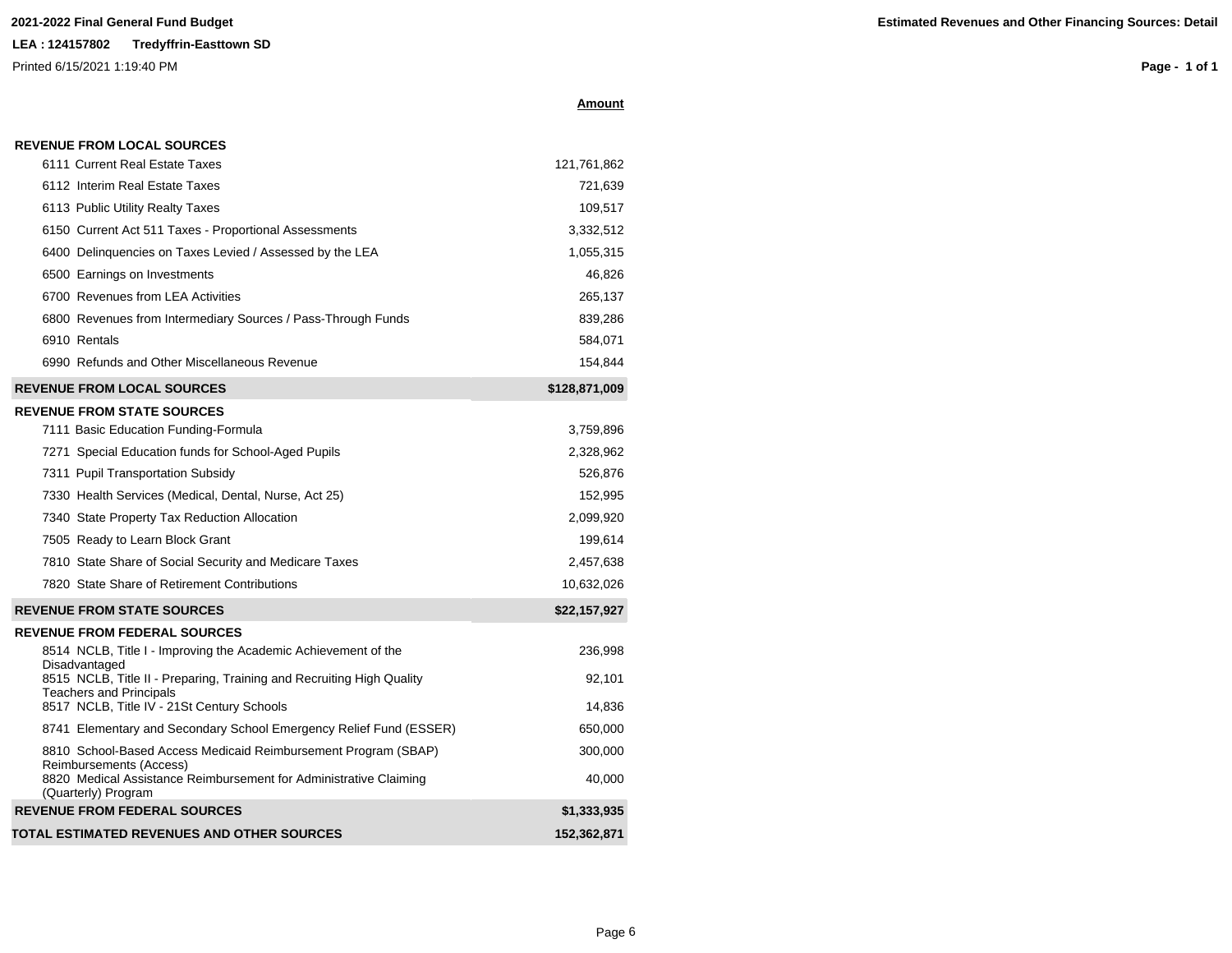**2021-2022 Final General Fund Budget**

**LEA : 124157802 Tredyffrin-Easttown SD**

Printed 6/15/2021 1:19:40 PM

**Estimated Revenues and Other Financing Sources: Detail**

| | **Amount** |
|---|---|
| **REVENUE FROM LOCAL SOURCES** | |
| 6111 Current Real Estate Taxes | 121,761,862 |
| 6112 Interim Real Estate Taxes | 721,639 |
| 6113 Public Utility Realty Taxes | 109,517 |
| 6150 Current Act 511 Taxes - Proportional Assessments | 3,332,512 |
| 6400 Delinquencies on Taxes Levied / Assessed by the LEA | 1,055,315 |
| 6500 Earnings on Investments | 46,826 |
| 6700 Revenues from LEA Activities | 265,137 |
| 6800 Revenues from Intermediary Sources / Pass-Through Funds | 839,286 |
| 6910 Rentals | 584,071 |
| 6990 Refunds and Other Miscellaneous Revenue | 154,844 |
| **REVENUE FROM LOCAL SOURCES** | **$128,871,009** |
| **REVENUE FROM STATE SOURCES** | |
| 7111 Basic Education Funding-Formula | 3,759,896 |
| 7271 Special Education funds for School-Aged Pupils | 2,328,962 |
| 7311 Pupil Transportation Subsidy | 526,876 |
| 7330 Health Services (Medical, Dental, Nurse, Act 25) | 152,995 |
| 7340 State Property Tax Reduction Allocation | 2,099,920 |
| 7505 Ready to Learn Block Grant | 199,614 |
| 7810 State Share of Social Security and Medicare Taxes | 2,457,638 |
| 7820 State Share of Retirement Contributions | 10,632,026 |
| **REVENUE FROM STATE SOURCES** | **$22,157,927** |
| **REVENUE FROM FEDERAL SOURCES** | |
| 8514 NCLB, Title I - Improving the Academic Achievement of the Disadvantaged | 236,998 |
| 8515 NCLB, Title II - Preparing, Training and Recruiting High Quality Teachers and Principals | 92,101 |
| 8517 NCLB, Title IV - 21St Century Schools | 14,836 |
| 8741 Elementary and Secondary School Emergency Relief Fund (ESSER) | 650,000 |
| 8810 School-Based Access Medicaid Reimbursement Program (SBAP) Reimbursements (Access) | 300,000 |
| 8820 Medical Assistance Reimbursement for Administrative Claiming (Quarterly) Program | 40,000 |
| **REVENUE FROM FEDERAL SOURCES** | **$1,333,935** |
| **TOTAL ESTIMATED REVENUES AND OTHER SOURCES** | **152,362,871** |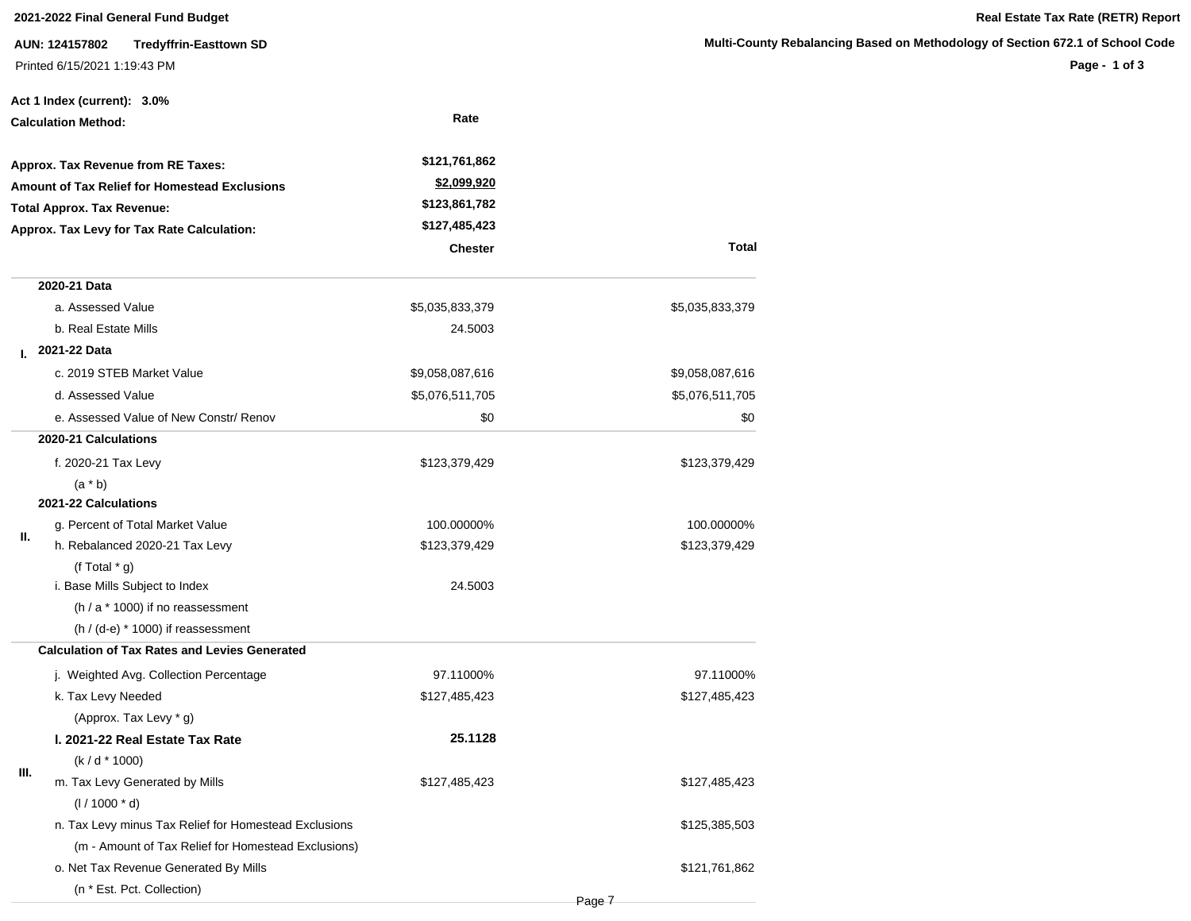**2021-2022 Final General Fund Budget**

**Real Estate Tax Rate (RETR) Report**

**AUN: 124157802 Tredyffrin-Easttown SD**

**Multi-County Rebalancing Based on Methodology of Section 672.1 of School Code**

Printed 6/15/2021 1:19:43 PM

**Act 1 Index (current): 3.0%**

**Calculation Method:** Rate

| | |
|---|---|
| **Approx. Tax Revenue from RE Taxes:** | **$121,761,862** |
| **Amount of Tax Relief for Homestead Exclusions** | **$2,099,920** |
| **Total Approx. Tax Revenue:** | **$123,861,782** |
| **Approx. Tax Levy for Tax Rate Calculation:** | **$127,485,423** |

| | | **Chester** | **Total** |
|---|---|---|---|
| | **2020-21 Data** | | |
| | a. Assessed Value | $5,035,833,379 | $5,035,833,379 |
| | b. Real Estate Mills | 24.5003 | |
| **I.** | **2021-22 Data** | | |
| | c. 2019 STEB Market Value | $9,058,087,616 | $9,058,087,616 |
| | d. Assessed Value | $5,076,511,705 | $5,076,511,705 |
| | e. Assessed Value of New Constr/ Renov | $0 | $0 |
| | **2020-21 Calculations** | | |
| | f. 2020-21 Tax Levy | $123,379,429 | $123,379,429 |
| | (a * b) | | |
| | **2021-22 Calculations** | | |
| **II.** | g. Percent of Total Market Value | 100.00000% | 100.00000% |
| | h. Rebalanced 2020-21 Tax Levy | $123,379,429 | $123,379,429 |
| | (f Total * g) | | |
| | i. Base Mills Subject to Index | 24.5003 | |
| | (h / a * 1000) if no reassessment | | |
| | (h / (d-e) * 1000) if reassessment | | |
| | **Calculation of Tax Rates and Levies Generated** | | |
| | j. Weighted Avg. Collection Percentage | 97.11000% | 97.11000% |
| | k. Tax Levy Needed | $127,485,423 | $127,485,423 |
| | (Approx. Tax Levy * g) | | |
| | **l. 2021-22 Real Estate Tax Rate** | **25.1128** | |
| **III.** | (k / d * 1000) | | |
| | m. Tax Levy Generated by Mills | $127,485,423 | $127,485,423 |
| | (l / 1000 * d) | | |
| | n. Tax Levy minus Tax Relief for Homestead Exclusions | | $125,385,503 |
| | (m - Amount of Tax Relief for Homestead Exclusions) | | |
| | o. Net Tax Revenue Generated By Mills | | $121,761,862 |
| | (n * Est. Pct. Collection) | | |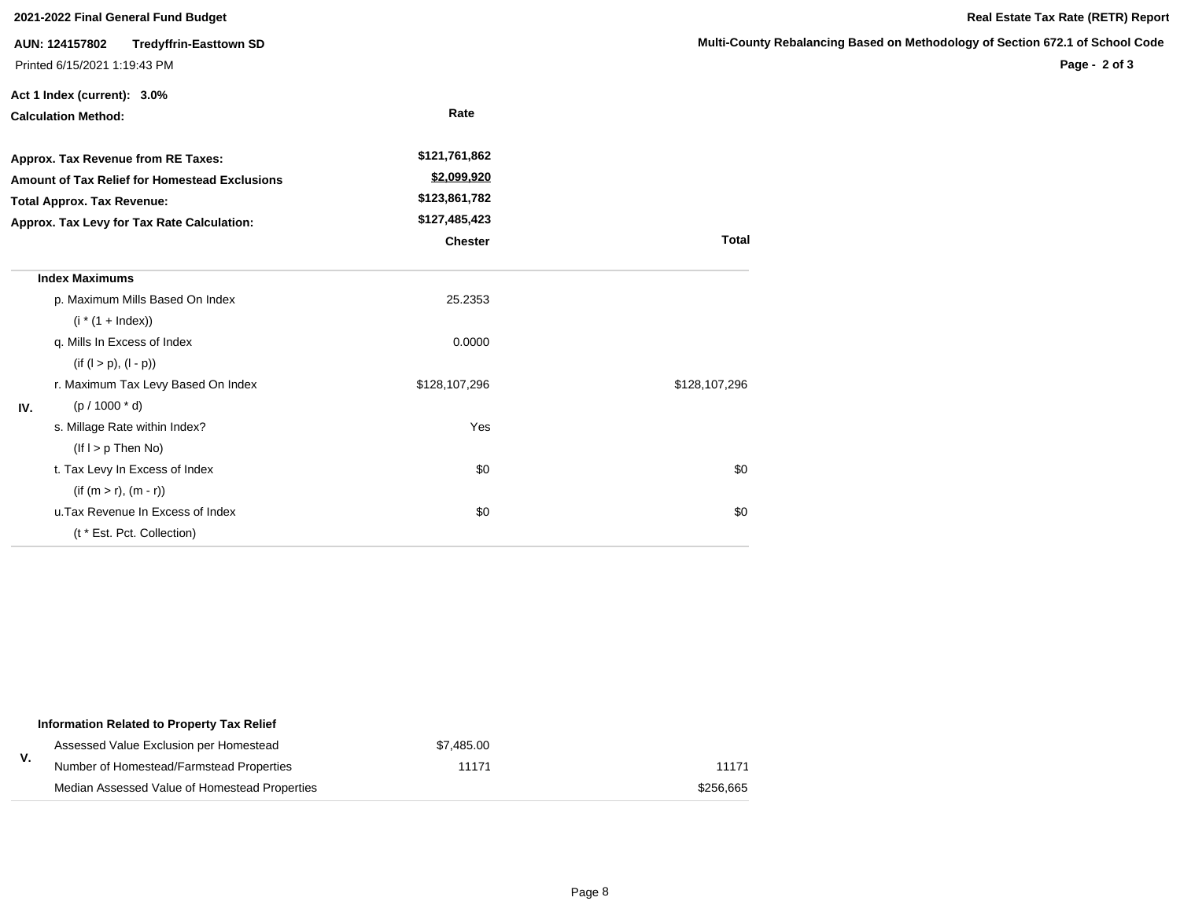**2021-2022 Final General Fund Budget**

**Real Estate Tax Rate (RETR) Report**

**AUN: 124157802 Tredyffrin-Easttown SD**

**Multi-County Rebalancing Based on Methodology of Section 672.1 of School Code**

Printed 6/15/2021 1:19:43 PM

**Act 1 Index (current): 3.0%**

**Calculation Method:** **Rate**

| | |
|---|---|
| **Approx. Tax Revenue from RE Taxes:** | **$121,761,862** |
| **Amount of Tax Relief for Homestead Exclusions** | **$2,099,920** |
| **Total Approx. Tax Revenue:** | **$123,861,782** |
| **Approx. Tax Levy for Tax Rate Calculation:** | **$127,485,423** |

| | | **Chester** | **Total** |
|---|---|---|---|
| | **Index Maximums** | | |
| | p. Maximum Mills Based On Index | 25.2353 | |
| | (i * (1 + Index)) | | |
| | q. Mills In Excess of Index | 0.0000 | |
| | (if (l > p), (l - p)) | | |
| | r. Maximum Tax Levy Based On Index | $128,107,296 | $128,107,296 |
| IV. | (p / 1000 * d) | | |
| | s. Millage Rate within Index? | Yes | |
| | (If l > p Then No) | | |
| | t. Tax Levy In Excess of Index | $0 | $0 |
| | (if (m > r), (m - r)) | | |
| | u.Tax Revenue In Excess of Index | $0 | $0 |
| | (t * Est. Pct. Collection) | | |

| | | | |
|---|---|---|---|
| | **Information Related to Property Tax Relief** | | |
| V. | Assessed Value Exclusion per Homestead | $7,485.00 | |
| | Number of Homestead/Farmstead Properties | 11171 | 11171 |
| | Median Assessed Value of Homestead Properties | | $256,665 |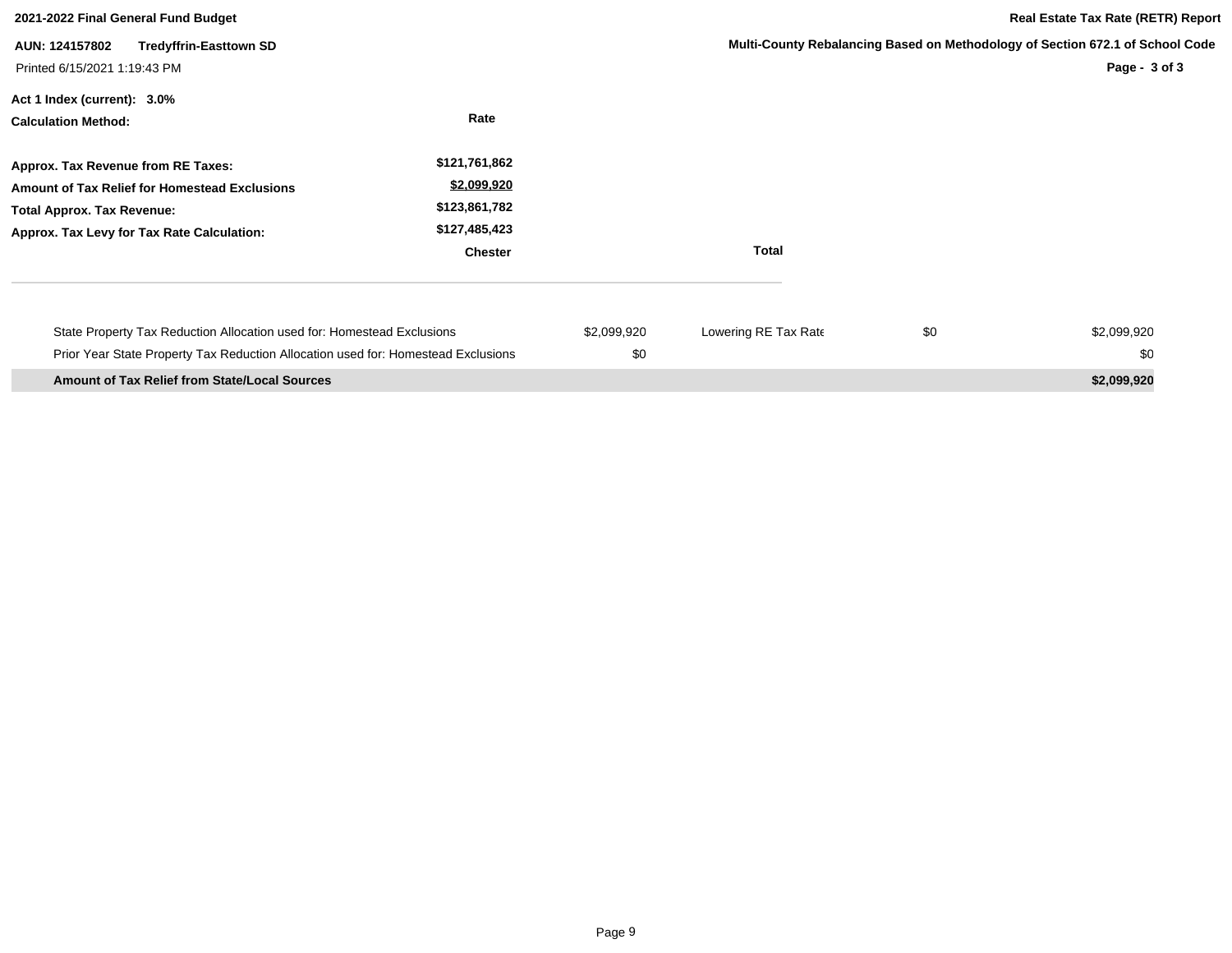**2021-2022 Final General Fund Budget**

**Real Estate Tax Rate (RETR) Report**

**AUN: 124157802 Tredyffrin-Easttown SD**

**Multi-County Rebalancing Based on Methodology of Section 672.1 of School Code**

Printed 6/15/2021 1:19:43 PM

**Act 1 Index (current): 3.0%**

| **Calculation Method:** | **Rate** |
|---|---|
| **Approx. Tax Revenue from RE Taxes:** | **$121,761,862** |
| **Amount of Tax Relief for Homestead Exclusions** | **$2,099,920** |
| **Total Approx. Tax Revenue:** | **$123,861,782** |
| **Approx. Tax Levy for Tax Rate Calculation:** | **$127,485,423** |
| | **Chester** |

| | | | | **Total** |
|---|---|---|---|---|
| State Property Tax Reduction Allocation used for: Homestead Exclusions | $2,099,920 | Lowering RE Tax Rate | $0 | $2,099,920 |
| Prior Year State Property Tax Reduction Allocation used for: Homestead Exclusions | $0 | | | $0 |
| **Amount of Tax Relief from State/Local Sources** | | | | **$2,099,920** |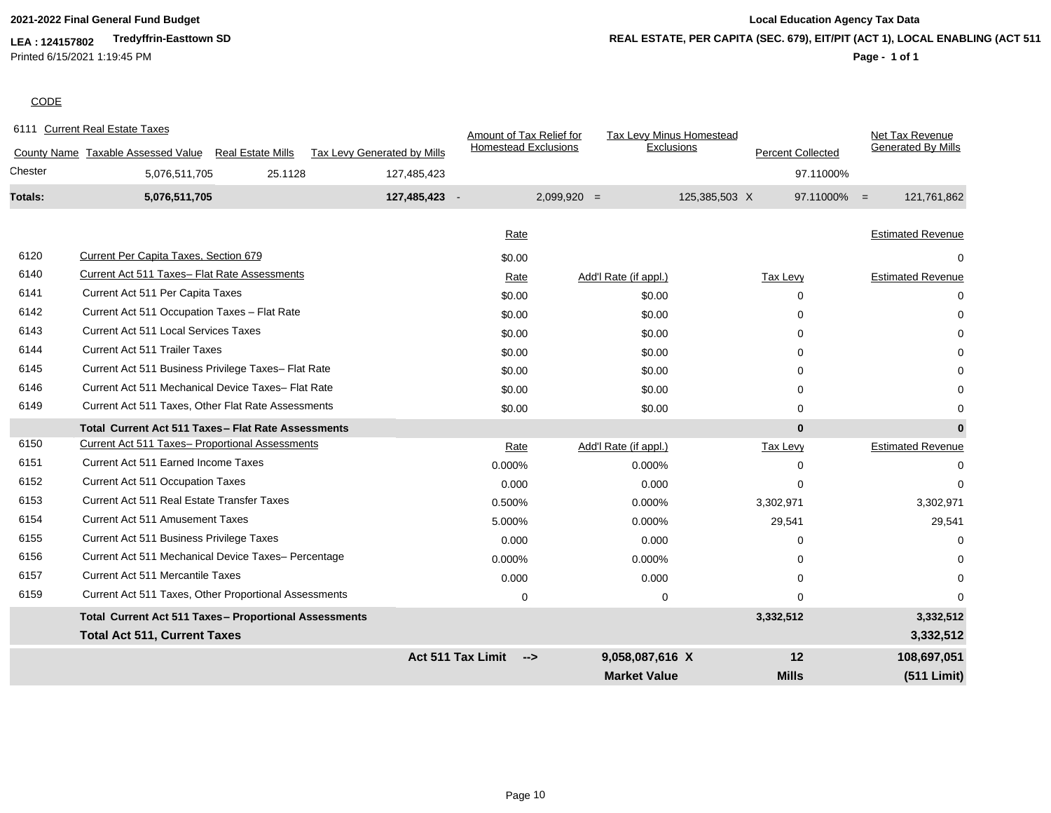**2021-2022 Final General Fund Budget**

**LEA : 124157802 Tredyffrin-Easttown SD**

Printed 6/15/2021 1:19:45 PM

**Local Education Agency Tax Data**

**REAL ESTATE, PER CAPITA (SEC. 679), EIT/PIT (ACT 1), LOCAL ENABLING (ACT 511**

CODE

6111 Current Real Estate Taxes

| County Name | Taxable Assessed Value | Real Estate Mills | Tax Levy Generated by Mills | | Amount of Tax Relief for Homestead Exclusions | | Tax Levy Minus Homestead Exclusions | | Percent Collected | | Net Tax Revenue Generated By Mills |
|---|---|---|---|---|---|---|---|---|---|---|---|
| Chester | 5,076,511,705 | 25.1128 | 127,485,423 | | | | | | 97.11000% | | |
| **Totals:** | **5,076,511,705** | | **127,485,423** | - | 2,099,920 | = | 125,385,503 | X | 97.11000% | = | 121,761,862 |

| Code | Description | Rate | Add'l Rate (if appl.) | Tax Levy | Estimated Revenue |
|---|---|---|---|---|---|
| 6120 | Current Per Capita Taxes, Section 679 | $0.00 | | | 0 |
| 6140 | Current Act 511 Taxes– Flat Rate Assessments | Rate | Add'l Rate (if appl.) | Tax Levy | Estimated Revenue |
| 6141 | Current Act 511 Per Capita Taxes | $0.00 | $0.00 | 0 | 0 |
| 6142 | Current Act 511 Occupation Taxes – Flat Rate | $0.00 | $0.00 | 0 | 0 |
| 6143 | Current Act 511 Local Services Taxes | $0.00 | $0.00 | 0 | 0 |
| 6144 | Current Act 511 Trailer Taxes | $0.00 | $0.00 | 0 | 0 |
| 6145 | Current Act 511 Business Privilege Taxes– Flat Rate | $0.00 | $0.00 | 0 | 0 |
| 6146 | Current Act 511 Mechanical Device Taxes– Flat Rate | $0.00 | $0.00 | 0 | 0 |
| 6149 | Current Act 511 Taxes, Other Flat Rate Assessments | $0.00 | $0.00 | 0 | 0 |
| | **Total Current Act 511 Taxes– Flat Rate Assessments** | | | **0** | **0** |
| 6150 | Current Act 511 Taxes– Proportional Assessments | Rate | Add'l Rate (if appl.) | Tax Levy | Estimated Revenue |
| 6151 | Current Act 511 Earned Income Taxes | 0.000% | 0.000% | 0 | 0 |
| 6152 | Current Act 511 Occupation Taxes | 0.000 | 0.000 | 0 | 0 |
| 6153 | Current Act 511 Real Estate Transfer Taxes | 0.500% | 0.000% | 3,302,971 | 3,302,971 |
| 6154 | Current Act 511 Amusement Taxes | 5.000% | 0.000% | 29,541 | 29,541 |
| 6155 | Current Act 511 Business Privilege Taxes | 0.000 | 0.000 | 0 | 0 |
| 6156 | Current Act 511 Mechanical Device Taxes– Percentage | 0.000% | 0.000% | 0 | 0 |
| 6157 | Current Act 511 Mercantile Taxes | 0.000 | 0.000 | 0 | 0 |
| 6159 | Current Act 511 Taxes, Other Proportional Assessments | 0 | 0 | 0 | 0 |
| | **Total Current Act 511 Taxes– Proportional Assessments** | | | **3,332,512** | **3,332,512** |
| | **Total Act 511, Current Taxes** | | | | **3,332,512** |
| | | **Act 511 Tax Limit -->** | **9,058,087,616 X** | **12** | **108,697,051** |
| | | | **Market Value** | **Mills** | **(511 Limit)** |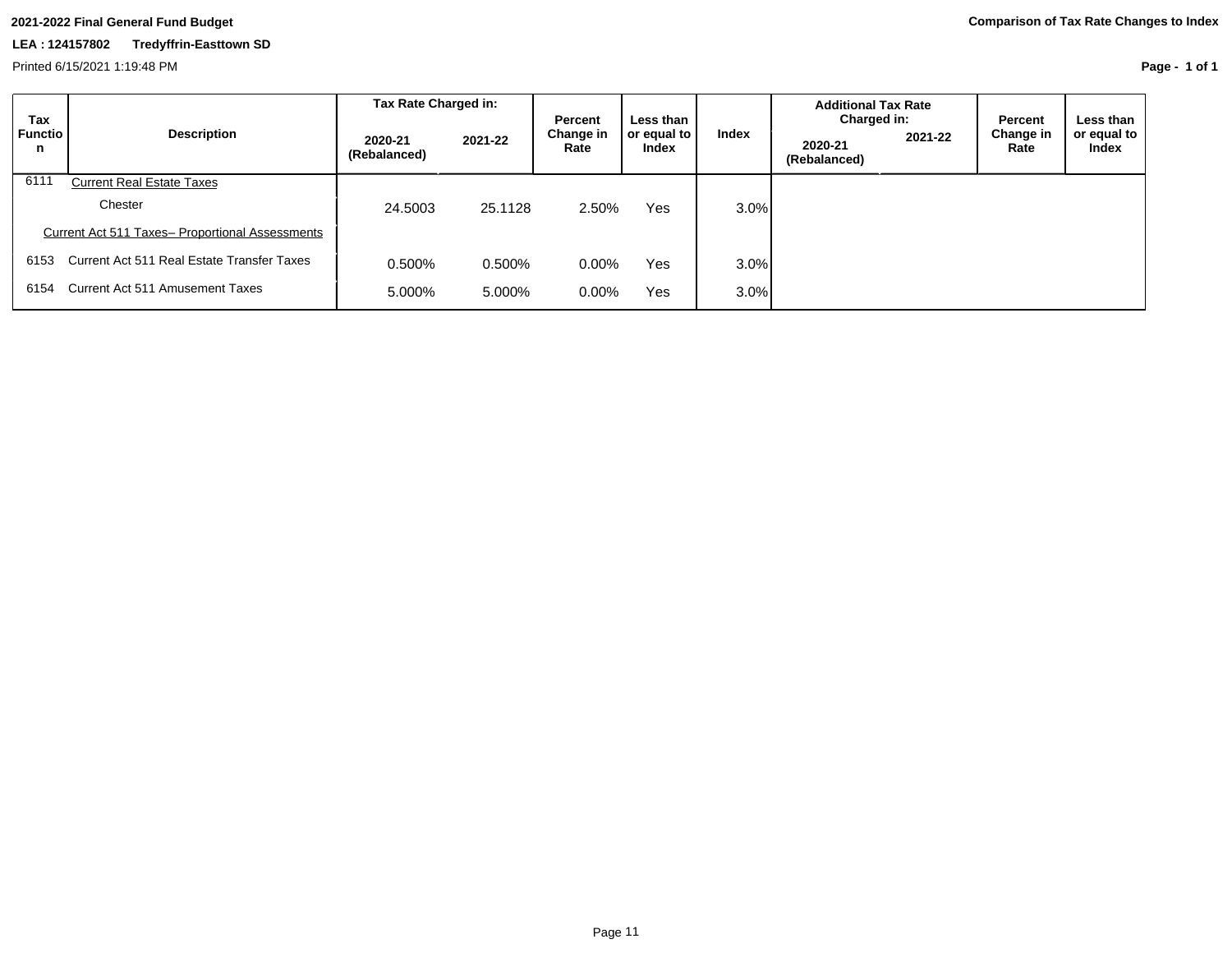**2021-2022 Final General Fund Budget**

**LEA : 124157802 Tredyffrin-Easttown SD**

Printed 6/15/2021 1:19:48 PM

**Comparison of Tax Rate Changes to Index**

| Tax Function | Description | Tax Rate Charged in: | | Percent Change in Rate | Less than or equal to Index | Index | Additional Tax Rate Charged in: | | Percent Change in Rate | Less than or equal to Index |
|---|---|---|---|---|---|---|---|---|---|---|
| | | 2020-21 (Rebalanced) | 2021-22 | | | | 2020-21 (Rebalanced) | 2021-22 | | |
| 6111 | Current Real Estate Taxes | | | | | | | | | |
| | Chester | 24.5003 | 25.1128 | 2.50% | Yes | 3.0% | | | | |
| | Current Act 511 Taxes– Proportional Assessments | | | | | | | | | |
| 6153 | Current Act 511 Real Estate Transfer Taxes | 0.500% | 0.500% | 0.00% | Yes | 3.0% | | | | |
| 6154 | Current Act 511 Amusement Taxes | 5.000% | 5.000% | 0.00% | Yes | 3.0% | | | | |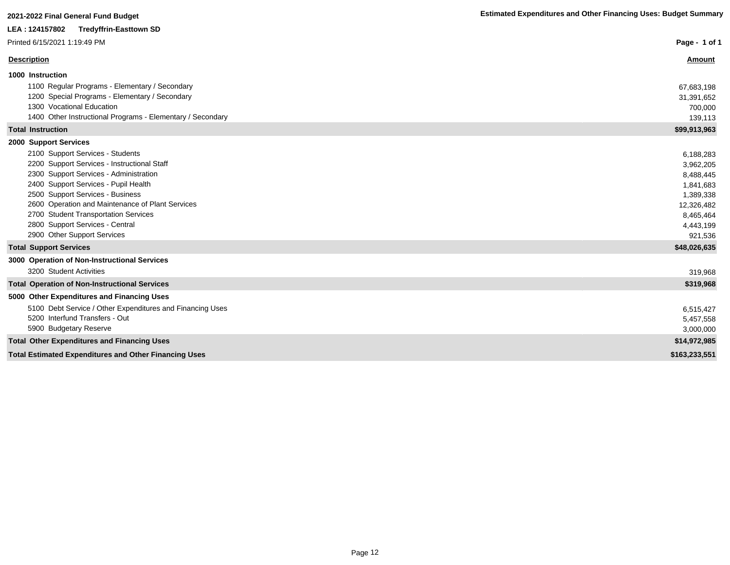**2021-2022 Final General Fund Budget**

**Estimated Expenditures and Other Financing Uses: Budget Summary**

**LEA : 124157802 Tredyffrin-Easttown SD**

Printed 6/15/2021 1:19:49 PM

| Description | Amount |
|---|---|
| **1000 Instruction** | |
| 1100 Regular Programs - Elementary / Secondary | 67,683,198 |
| 1200 Special Programs - Elementary / Secondary | 31,391,652 |
| 1300 Vocational Education | 700,000 |
| 1400 Other Instructional Programs - Elementary / Secondary | 139,113 |
| **Total Instruction** | **$99,913,963** |
| **2000 Support Services** | |
| 2100 Support Services - Students | 6,188,283 |
| 2200 Support Services - Instructional Staff | 3,962,205 |
| 2300 Support Services - Administration | 8,488,445 |
| 2400 Support Services - Pupil Health | 1,841,683 |
| 2500 Support Services - Business | 1,389,338 |
| 2600 Operation and Maintenance of Plant Services | 12,326,482 |
| 2700 Student Transportation Services | 8,465,464 |
| 2800 Support Services - Central | 4,443,199 |
| 2900 Other Support Services | 921,536 |
| **Total Support Services** | **$48,026,635** |
| **3000 Operation of Non-Instructional Services** | |
| 3200 Student Activities | 319,968 |
| **Total Operation of Non-Instructional Services** | **$319,968** |
| **5000 Other Expenditures and Financing Uses** | |
| 5100 Debt Service / Other Expenditures and Financing Uses | 6,515,427 |
| 5200 Interfund Transfers - Out | 5,457,558 |
| 5900 Budgetary Reserve | 3,000,000 |
| **Total Other Expenditures and Financing Uses** | **$14,972,985** |
| **Total Estimated Expenditures and Other Financing Uses** | **$163,233,551** |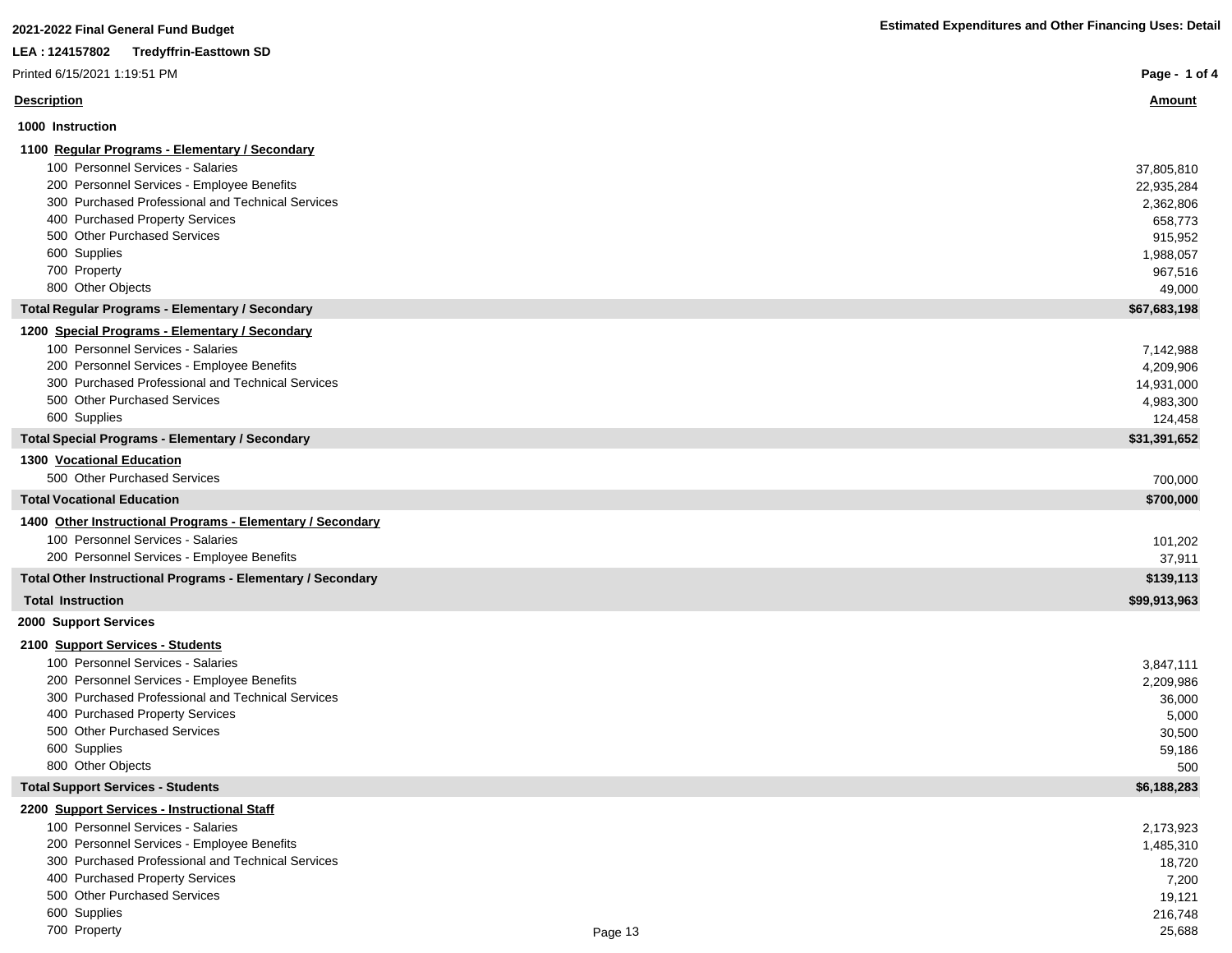2021-2022 Final General Fund Budget

**Estimated Expenditures and Other Financing Uses: Detail**

LEA : 124157802 Tredyffrin-Easttown SD

Printed 6/15/2021 1:19:51 PM

| Description | Amount |
|---|---|
| **1000 Instruction** | |
| **1100 Regular Programs - Elementary / Secondary** | |
| 100 Personnel Services - Salaries | 37,805,810 |
| 200 Personnel Services - Employee Benefits | 22,935,284 |
| 300 Purchased Professional and Technical Services | 2,362,806 |
| 400 Purchased Property Services | 658,773 |
| 500 Other Purchased Services | 915,952 |
| 600 Supplies | 1,988,057 |
| 700 Property | 967,516 |
| 800 Other Objects | 49,000 |
| **Total Regular Programs - Elementary / Secondary** | **$67,683,198** |
| **1200 Special Programs - Elementary / Secondary** | |
| 100 Personnel Services - Salaries | 7,142,988 |
| 200 Personnel Services - Employee Benefits | 4,209,906 |
| 300 Purchased Professional and Technical Services | 14,931,000 |
| 500 Other Purchased Services | 4,983,300 |
| 600 Supplies | 124,458 |
| **Total Special Programs - Elementary / Secondary** | **$31,391,652** |
| **1300 Vocational Education** | |
| 500 Other Purchased Services | 700,000 |
| **Total Vocational Education** | **$700,000** |
| **1400 Other Instructional Programs - Elementary / Secondary** | |
| 100 Personnel Services - Salaries | 101,202 |
| 200 Personnel Services - Employee Benefits | 37,911 |
| **Total Other Instructional Programs - Elementary / Secondary** | **$139,113** |
| **Total Instruction** | **$99,913,963** |
| **2000 Support Services** | |
| **2100 Support Services - Students** | |
| 100 Personnel Services - Salaries | 3,847,111 |
| 200 Personnel Services - Employee Benefits | 2,209,986 |
| 300 Purchased Professional and Technical Services | 36,000 |
| 400 Purchased Property Services | 5,000 |
| 500 Other Purchased Services | 30,500 |
| 600 Supplies | 59,186 |
| 800 Other Objects | 500 |
| **Total Support Services - Students** | **$6,188,283** |
| **2200 Support Services - Instructional Staff** | |
| 100 Personnel Services - Salaries | 2,173,923 |
| 200 Personnel Services - Employee Benefits | 1,485,310 |
| 300 Purchased Professional and Technical Services | 18,720 |
| 400 Purchased Property Services | 7,200 |
| 500 Other Purchased Services | 19,121 |
| 600 Supplies | 216,748 |
| 700 Property | 25,688 |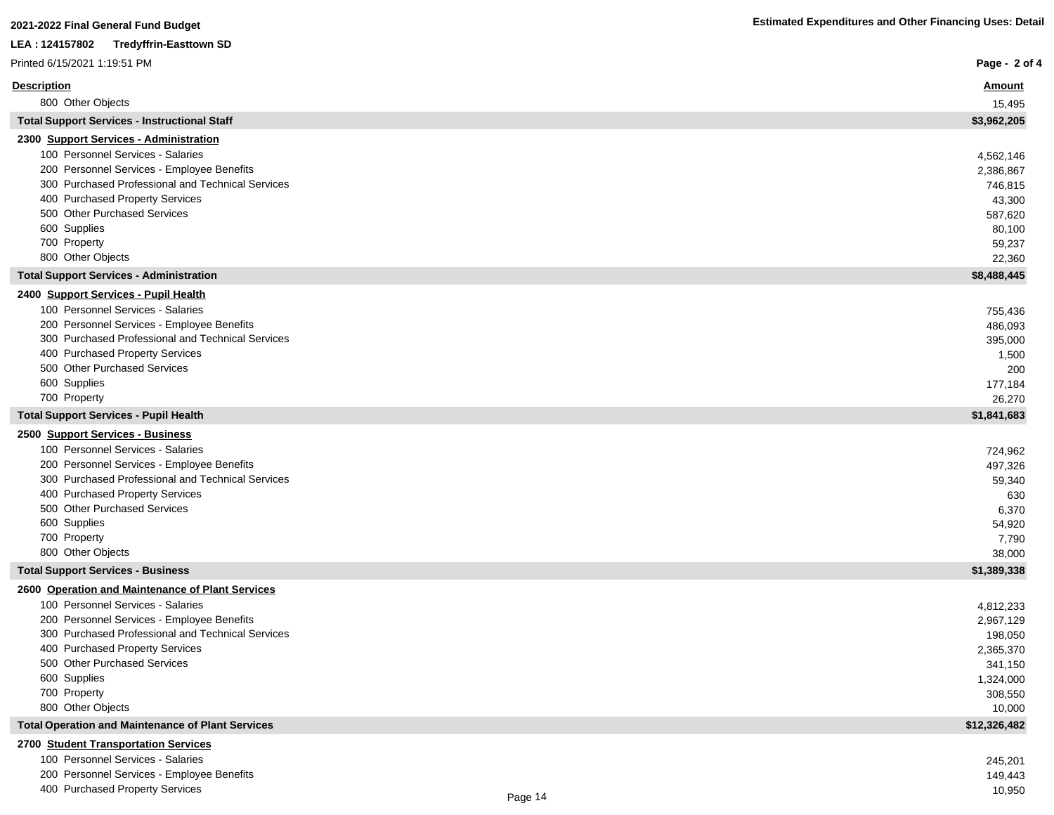| Description | Amount |
|---|---|
| 800 Other Objects | 15,495 |
| **Total Support Services - Instructional Staff** | **$3,962,205** |
| **2300 Support Services - Administration** | |
| 100 Personnel Services - Salaries | 4,562,146 |
| 200 Personnel Services - Employee Benefits | 2,386,867 |
| 300 Purchased Professional and Technical Services | 746,815 |
| 400 Purchased Property Services | 43,300 |
| 500 Other Purchased Services | 587,620 |
| 600 Supplies | 80,100 |
| 700 Property | 59,237 |
| 800 Other Objects | 22,360 |
| **Total Support Services - Administration** | **$8,488,445** |
| **2400 Support Services - Pupil Health** | |
| 100 Personnel Services - Salaries | 755,436 |
| 200 Personnel Services - Employee Benefits | 486,093 |
| 300 Purchased Professional and Technical Services | 395,000 |
| 400 Purchased Property Services | 1,500 |
| 500 Other Purchased Services | 200 |
| 600 Supplies | 177,184 |
| 700 Property | 26,270 |
| **Total Support Services - Pupil Health** | **$1,841,683** |
| **2500 Support Services - Business** | |
| 100 Personnel Services - Salaries | 724,962 |
| 200 Personnel Services - Employee Benefits | 497,326 |
| 300 Purchased Professional and Technical Services | 59,340 |
| 400 Purchased Property Services | 630 |
| 500 Other Purchased Services | 6,370 |
| 600 Supplies | 54,920 |
| 700 Property | 7,790 |
| 800 Other Objects | 38,000 |
| **Total Support Services - Business** | **$1,389,338** |
| **2600 Operation and Maintenance of Plant Services** | |
| 100 Personnel Services - Salaries | 4,812,233 |
| 200 Personnel Services - Employee Benefits | 2,967,129 |
| 300 Purchased Professional and Technical Services | 198,050 |
| 400 Purchased Property Services | 2,365,370 |
| 500 Other Purchased Services | 341,150 |
| 600 Supplies | 1,324,000 |
| 700 Property | 308,550 |
| 800 Other Objects | 10,000 |
| **Total Operation and Maintenance of Plant Services** | **$12,326,482** |
| **2700 Student Transportation Services** | |
| 100 Personnel Services - Salaries | 245,201 |
| 200 Personnel Services - Employee Benefits | 149,443 |
| 400 Purchased Property Services | 10,950 |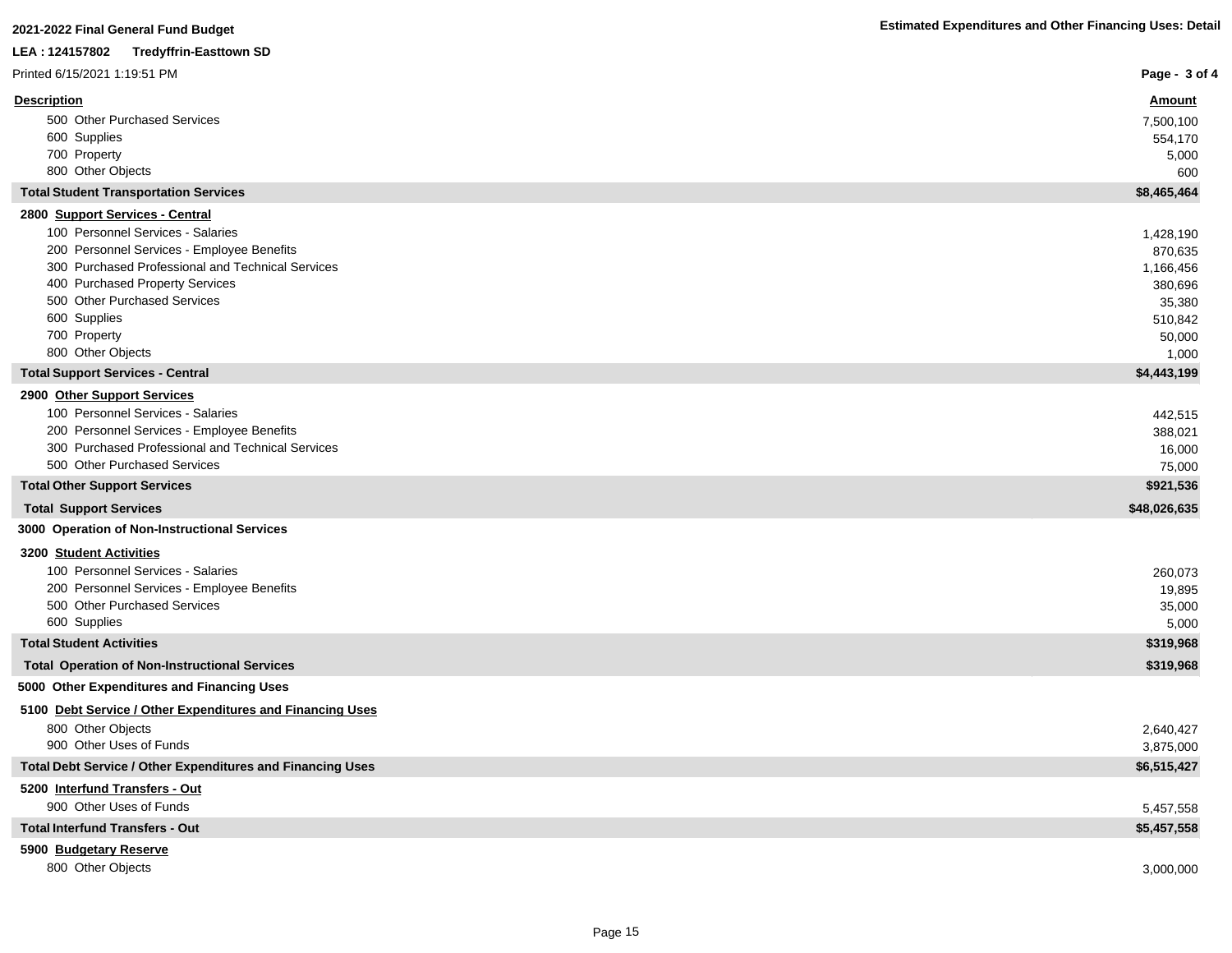**2021-2022 Final General Fund Budget**

**LEA : 124157802 Tredyffrin-Easttown SD**

Printed 6/15/2021 1:19:51 PM

**Estimated Expenditures and Other Financing Uses: Detail**

| Description | Amount |
|---|---|
| 500 Other Purchased Services | 7,500,100 |
| 600 Supplies | 554,170 |
| 700 Property | 5,000 |
| 800 Other Objects | 600 |
| **Total Student Transportation Services** | **$8,465,464** |
| **2800 Support Services - Central** | |
| 100 Personnel Services - Salaries | 1,428,190 |
| 200 Personnel Services - Employee Benefits | 870,635 |
| 300 Purchased Professional and Technical Services | 1,166,456 |
| 400 Purchased Property Services | 380,696 |
| 500 Other Purchased Services | 35,380 |
| 600 Supplies | 510,842 |
| 700 Property | 50,000 |
| 800 Other Objects | 1,000 |
| **Total Support Services - Central** | **$4,443,199** |
| **2900 Other Support Services** | |
| 100 Personnel Services - Salaries | 442,515 |
| 200 Personnel Services - Employee Benefits | 388,021 |
| 300 Purchased Professional and Technical Services | 16,000 |
| 500 Other Purchased Services | 75,000 |
| **Total Other Support Services** | **$921,536** |
| **Total Support Services** | **$48,026,635** |
| **3000 Operation of Non-Instructional Services** | |
| **3200 Student Activities** | |
| 100 Personnel Services - Salaries | 260,073 |
| 200 Personnel Services - Employee Benefits | 19,895 |
| 500 Other Purchased Services | 35,000 |
| 600 Supplies | 5,000 |
| **Total Student Activities** | **$319,968** |
| **Total Operation of Non-Instructional Services** | **$319,968** |
| **5000 Other Expenditures and Financing Uses** | |
| **5100 Debt Service / Other Expenditures and Financing Uses** | |
| 800 Other Objects | 2,640,427 |
| 900 Other Uses of Funds | 3,875,000 |
| **Total Debt Service / Other Expenditures and Financing Uses** | **$6,515,427** |
| **5200 Interfund Transfers - Out** | |
| 900 Other Uses of Funds | 5,457,558 |
| **Total Interfund Transfers - Out** | **$5,457,558** |
| **5900 Budgetary Reserve** | |
| 800 Other Objects | 3,000,000 |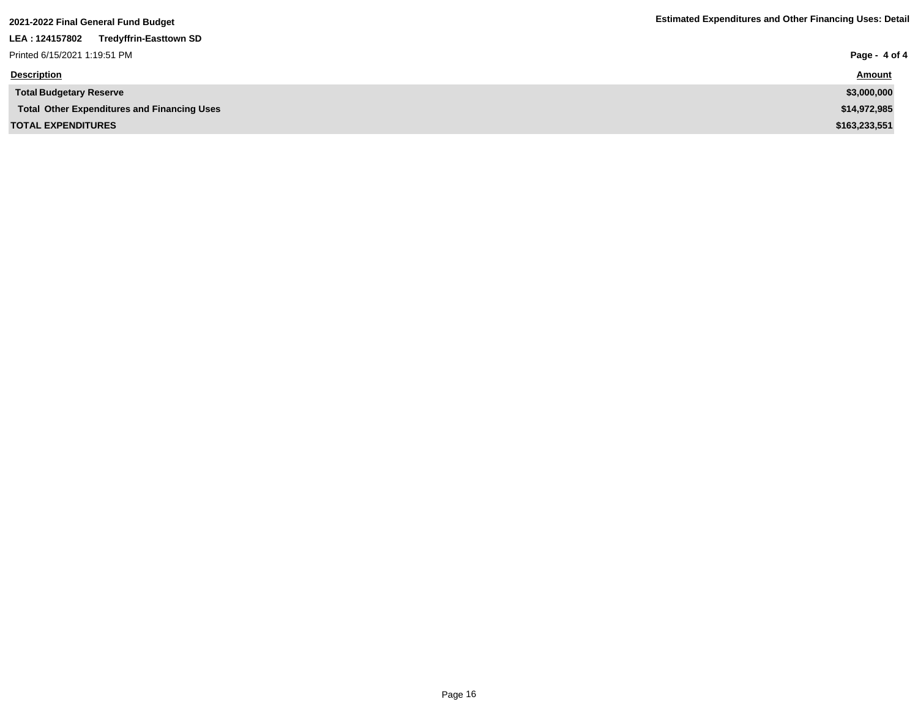2021-2022 Final General Fund Budget

LEA : 124157802 Tredyffrin-Easttown SD

Printed 6/15/2021 1:19:51 PM

**Estimated Expenditures and Other Financing Uses: Detail**

| Description | Amount |
|---|---|
| **Total Budgetary Reserve** | **$3,000,000** |
| **Total Other Expenditures and Financing Uses** | **$14,972,985** |
| **TOTAL EXPENDITURES** | **$163,233,551** |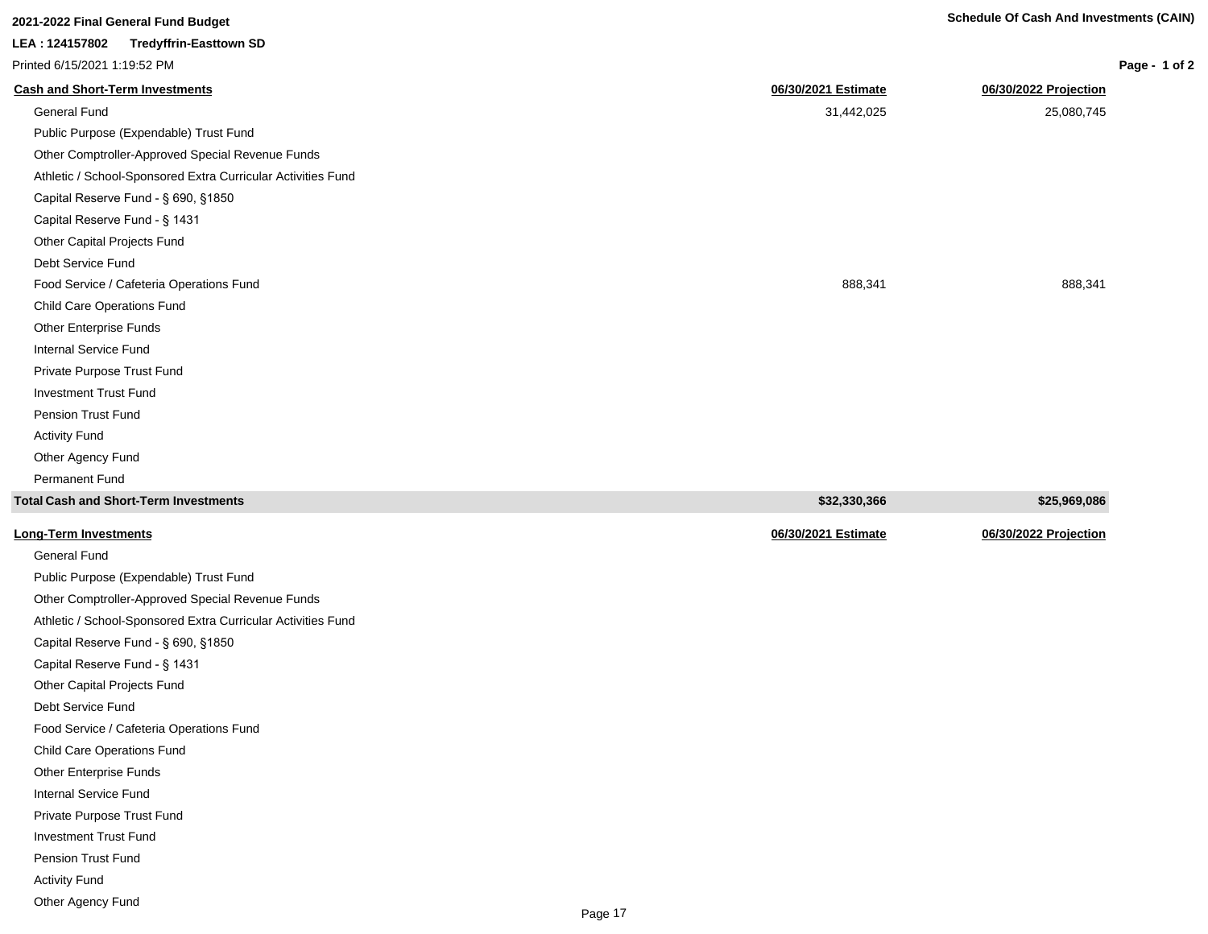**2021-2022 Final General Fund Budget**

**Schedule Of Cash And Investments (CAIN)**

**LEA : 124157802 Tredyffrin-Easttown SD**

Printed 6/15/2021 1:19:52 PM

| Cash and Short-Term Investments | 06/30/2021 Estimate | 06/30/2022 Projection |
|---|---|---|
| General Fund | 31,442,025 | 25,080,745 |
| Public Purpose (Expendable) Trust Fund | | |
| Other Comptroller-Approved Special Revenue Funds | | |
| Athletic / School-Sponsored Extra Curricular Activities Fund | | |
| Capital Reserve Fund - § 690, §1850 | | |
| Capital Reserve Fund - § 1431 | | |
| Other Capital Projects Fund | | |
| Debt Service Fund | | |
| Food Service / Cafeteria Operations Fund | 888,341 | 888,341 |
| Child Care Operations Fund | | |
| Other Enterprise Funds | | |
| Internal Service Fund | | |
| Private Purpose Trust Fund | | |
| Investment Trust Fund | | |
| Pension Trust Fund | | |
| Activity Fund | | |
| Other Agency Fund | | |
| Permanent Fund | | |
| **Total Cash and Short-Term Investments** | **$32,330,366** | **$25,969,086** |

| Long-Term Investments | 06/30/2021 Estimate | 06/30/2022 Projection |
|---|---|---|
| General Fund | | |
| Public Purpose (Expendable) Trust Fund | | |
| Other Comptroller-Approved Special Revenue Funds | | |
| Athletic / School-Sponsored Extra Curricular Activities Fund | | |
| Capital Reserve Fund - § 690, §1850 | | |
| Capital Reserve Fund - § 1431 | | |
| Other Capital Projects Fund | | |
| Debt Service Fund | | |
| Food Service / Cafeteria Operations Fund | | |
| Child Care Operations Fund | | |
| Other Enterprise Funds | | |
| Internal Service Fund | | |
| Private Purpose Trust Fund | | |
| Investment Trust Fund | | |
| Pension Trust Fund | | |
| Activity Fund | | |
| Other Agency Fund | | |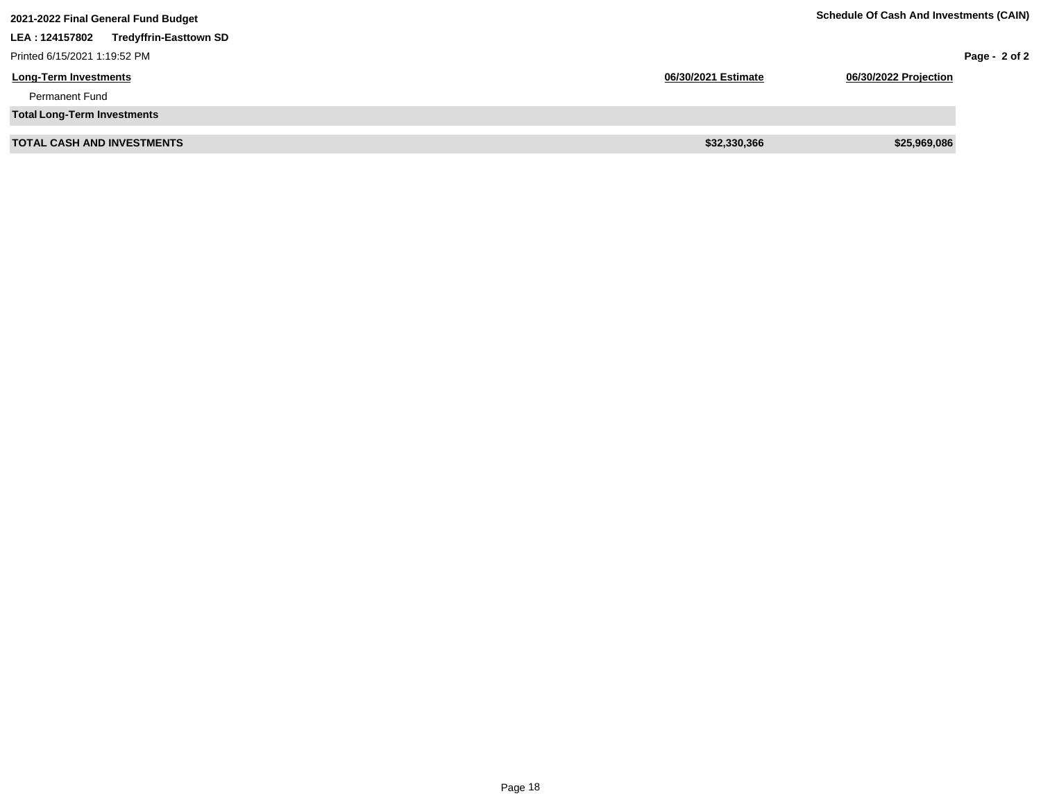2021-2022 Final General Fund Budget

LEA : 124157802 Tredyffrin-Easttown SD

Printed 6/15/2021 1:19:52 PM

## Schedule Of Cash And Investments (CAIN)

| Long-Term Investments | 06/30/2021 Estimate | 06/30/2022 Projection |
|---|---|---|
| Permanent Fund | | |
| **Total Long-Term Investments** | | |
| **TOTAL CASH AND INVESTMENTS** | **$32,330,366** | **$25,969,086** |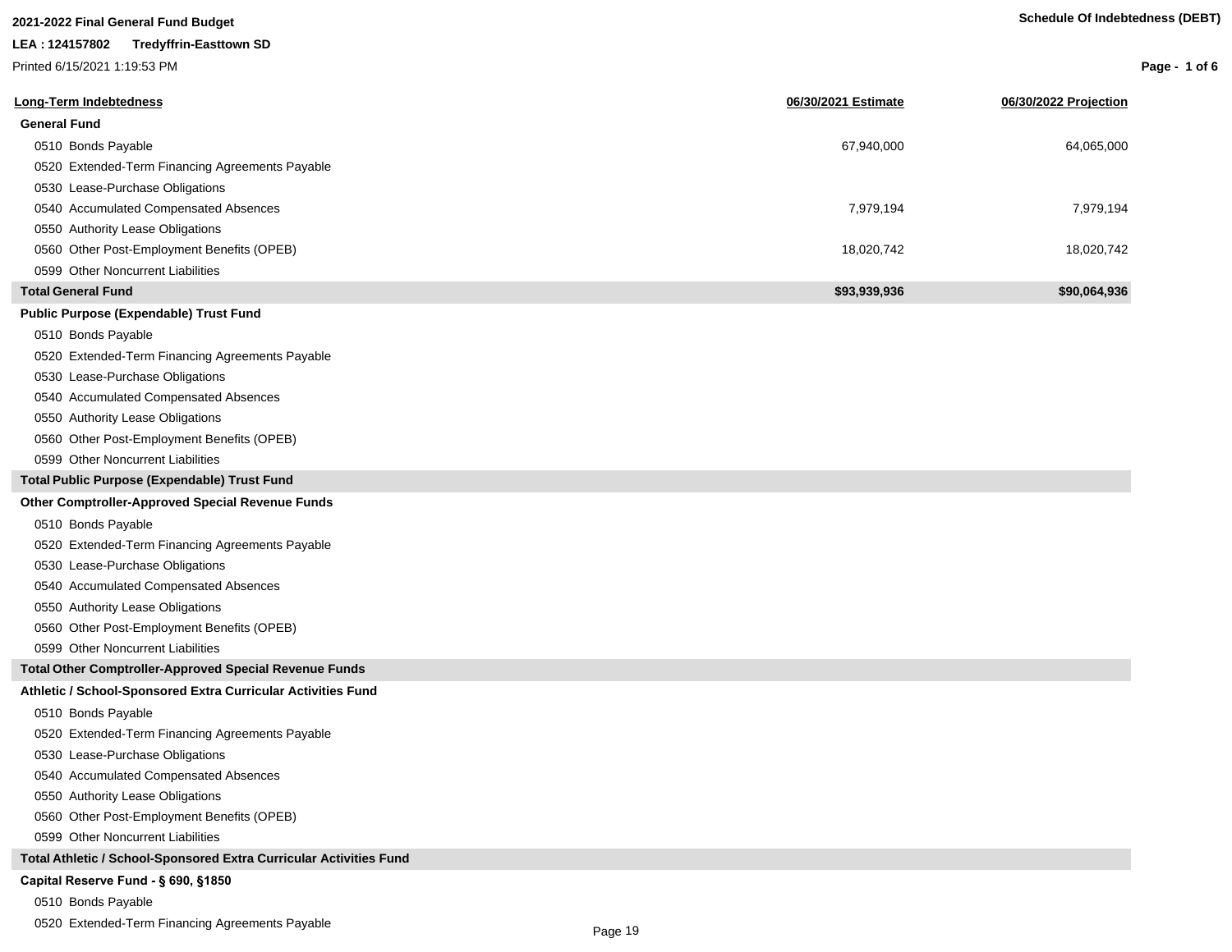**2021-2022 Final General Fund Budget**

**LEA : 124157802 Tredyffrin-Easttown SD**

Printed 6/15/2021 1:19:53 PM

**Schedule Of Indebtedness (DEBT)**

| Long-Term Indebtedness | 06/30/2021 Estimate | 06/30/2022 Projection |
|---|---|---|
| **General Fund** | | |
| 0510 Bonds Payable | 67,940,000 | 64,065,000 |
| 0520 Extended-Term Financing Agreements Payable | | |
| 0530 Lease-Purchase Obligations | | |
| 0540 Accumulated Compensated Absences | 7,979,194 | 7,979,194 |
| 0550 Authority Lease Obligations | | |
| 0560 Other Post-Employment Benefits (OPEB) | 18,020,742 | 18,020,742 |
| 0599 Other Noncurrent Liabilities | | |
| **Total General Fund** | **$93,939,936** | **$90,064,936** |
| **Public Purpose (Expendable) Trust Fund** | | |
| 0510 Bonds Payable | | |
| 0520 Extended-Term Financing Agreements Payable | | |
| 0530 Lease-Purchase Obligations | | |
| 0540 Accumulated Compensated Absences | | |
| 0550 Authority Lease Obligations | | |
| 0560 Other Post-Employment Benefits (OPEB) | | |
| 0599 Other Noncurrent Liabilities | | |
| **Total Public Purpose (Expendable) Trust Fund** | | |
| **Other Comptroller-Approved Special Revenue Funds** | | |
| 0510 Bonds Payable | | |
| 0520 Extended-Term Financing Agreements Payable | | |
| 0530 Lease-Purchase Obligations | | |
| 0540 Accumulated Compensated Absences | | |
| 0550 Authority Lease Obligations | | |
| 0560 Other Post-Employment Benefits (OPEB) | | |
| 0599 Other Noncurrent Liabilities | | |
| **Total Other Comptroller-Approved Special Revenue Funds** | | |
| **Athletic / School-Sponsored Extra Curricular Activities Fund** | | |
| 0510 Bonds Payable | | |
| 0520 Extended-Term Financing Agreements Payable | | |
| 0530 Lease-Purchase Obligations | | |
| 0540 Accumulated Compensated Absences | | |
| 0550 Authority Lease Obligations | | |
| 0560 Other Post-Employment Benefits (OPEB) | | |
| 0599 Other Noncurrent Liabilities | | |
| **Total Athletic / School-Sponsored Extra Curricular Activities Fund** | | |
| **Capital Reserve Fund - § 690, §1850** | | |
| 0510 Bonds Payable | | |
| 0520 Extended-Term Financing Agreements Payable | | |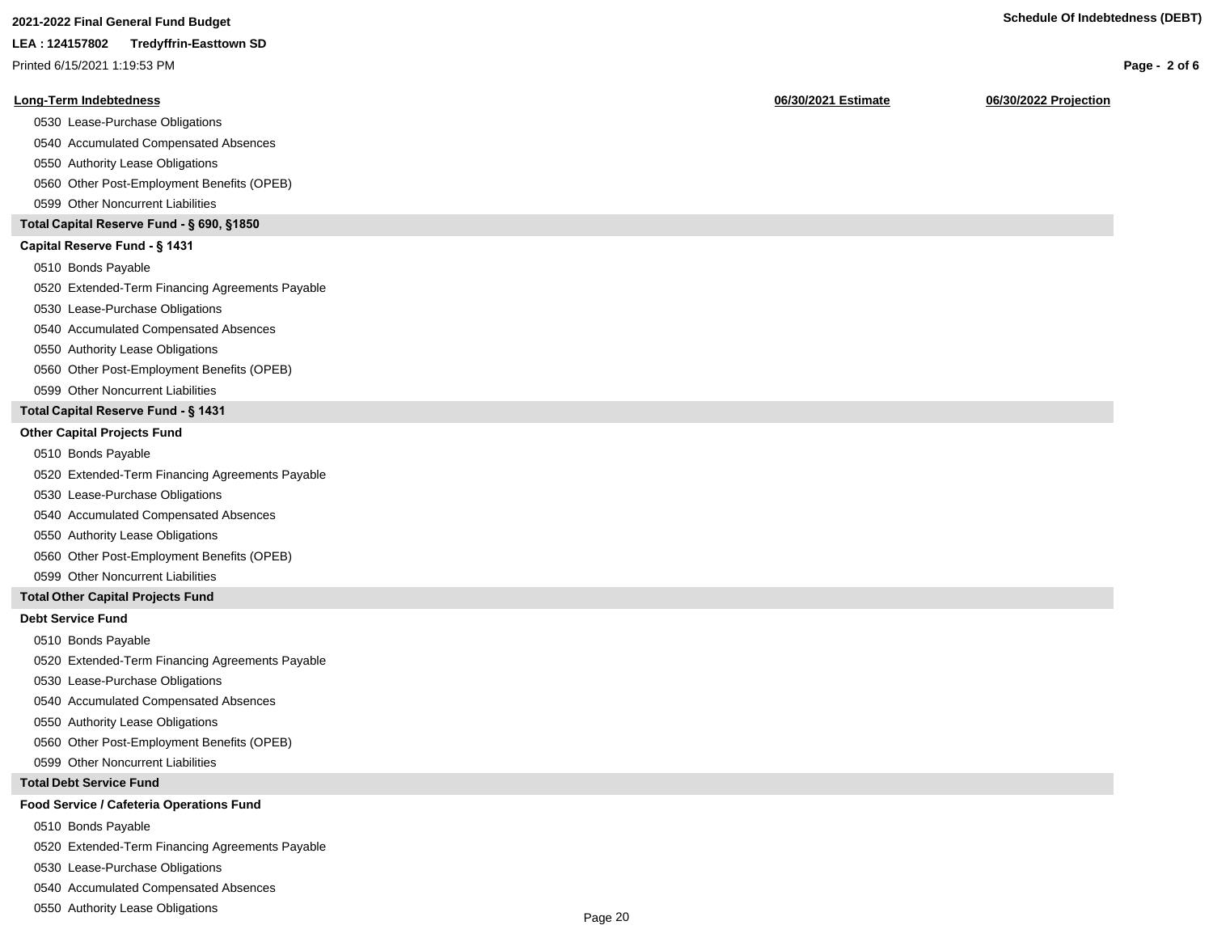# 2021-2022 Final General Fund Budget

**LEA : 124157802 Tredyffrin-Easttown SD**

Printed 6/15/2021 1:19:53 PM

**Schedule Of Indebtedness (DEBT)**

| Long-Term Indebtedness | 06/30/2021 Estimate | 06/30/2022 Projection |
|---|---|---|
| 0530 Lease-Purchase Obligations | | |
| 0540 Accumulated Compensated Absences | | |
| 0550 Authority Lease Obligations | | |
| 0560 Other Post-Employment Benefits (OPEB) | | |
| 0599 Other Noncurrent Liabilities | | |
| **Total Capital Reserve Fund - § 690, §1850** | | |
| **Capital Reserve Fund - § 1431** | | |
| 0510 Bonds Payable | | |
| 0520 Extended-Term Financing Agreements Payable | | |
| 0530 Lease-Purchase Obligations | | |
| 0540 Accumulated Compensated Absences | | |
| 0550 Authority Lease Obligations | | |
| 0560 Other Post-Employment Benefits (OPEB) | | |
| 0599 Other Noncurrent Liabilities | | |
| **Total Capital Reserve Fund - § 1431** | | |
| **Other Capital Projects Fund** | | |
| 0510 Bonds Payable | | |
| 0520 Extended-Term Financing Agreements Payable | | |
| 0530 Lease-Purchase Obligations | | |
| 0540 Accumulated Compensated Absences | | |
| 0550 Authority Lease Obligations | | |
| 0560 Other Post-Employment Benefits (OPEB) | | |
| 0599 Other Noncurrent Liabilities | | |
| **Total Other Capital Projects Fund** | | |
| **Debt Service Fund** | | |
| 0510 Bonds Payable | | |
| 0520 Extended-Term Financing Agreements Payable | | |
| 0530 Lease-Purchase Obligations | | |
| 0540 Accumulated Compensated Absences | | |
| 0550 Authority Lease Obligations | | |
| 0560 Other Post-Employment Benefits (OPEB) | | |
| 0599 Other Noncurrent Liabilities | | |
| **Total Debt Service Fund** | | |
| **Food Service / Cafeteria Operations Fund** | | |
| 0510 Bonds Payable | | |
| 0520 Extended-Term Financing Agreements Payable | | |
| 0530 Lease-Purchase Obligations | | |
| 0540 Accumulated Compensated Absences | | |
| 0550 Authority Lease Obligations | | |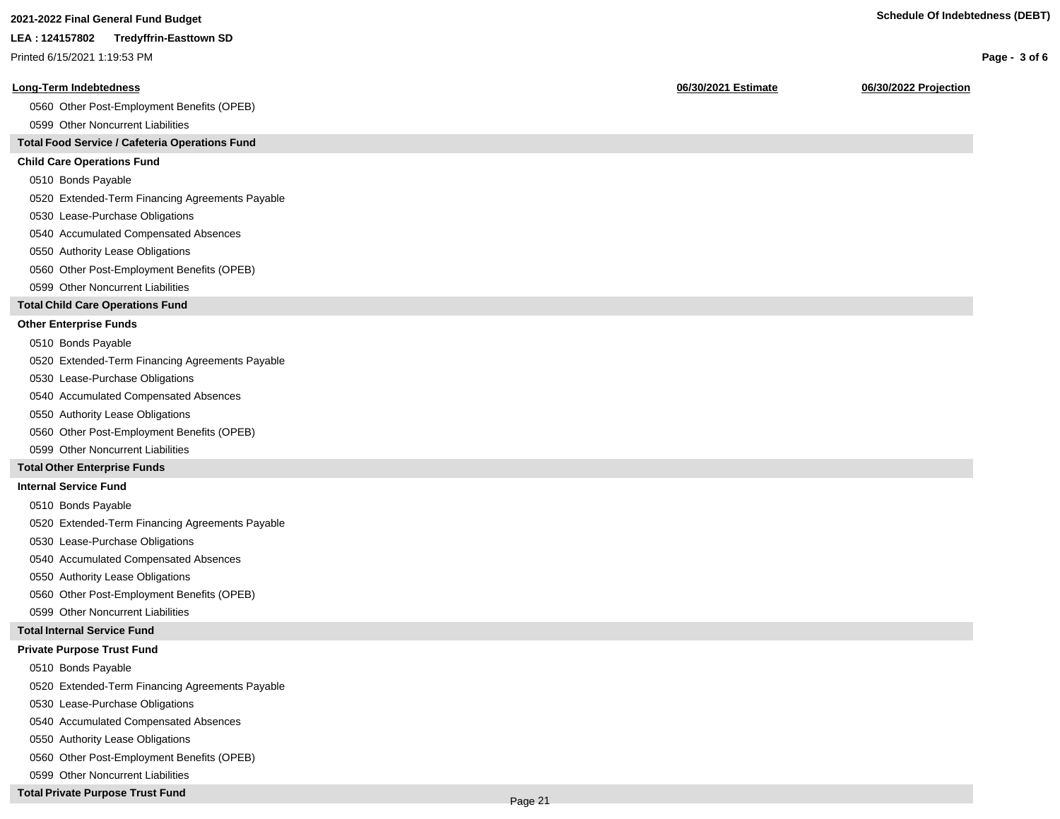| Long-Term Indebtedness | 06/30/2021 Estimate | 06/30/2022 Projection |
|---|---|---|
| 0560 Other Post-Employment Benefits (OPEB) | | |
| 0599 Other Noncurrent Liabilities | | |
| **Total Food Service / Cafeteria Operations Fund** | | |
| **Child Care Operations Fund** | | |
| 0510 Bonds Payable | | |
| 0520 Extended-Term Financing Agreements Payable | | |
| 0530 Lease-Purchase Obligations | | |
| 0540 Accumulated Compensated Absences | | |
| 0550 Authority Lease Obligations | | |
| 0560 Other Post-Employment Benefits (OPEB) | | |
| 0599 Other Noncurrent Liabilities | | |
| **Total Child Care Operations Fund** | | |
| **Other Enterprise Funds** | | |
| 0510 Bonds Payable | | |
| 0520 Extended-Term Financing Agreements Payable | | |
| 0530 Lease-Purchase Obligations | | |
| 0540 Accumulated Compensated Absences | | |
| 0550 Authority Lease Obligations | | |
| 0560 Other Post-Employment Benefits (OPEB) | | |
| 0599 Other Noncurrent Liabilities | | |
| **Total Other Enterprise Funds** | | |
| **Internal Service Fund** | | |
| 0510 Bonds Payable | | |
| 0520 Extended-Term Financing Agreements Payable | | |
| 0530 Lease-Purchase Obligations | | |
| 0540 Accumulated Compensated Absences | | |
| 0550 Authority Lease Obligations | | |
| 0560 Other Post-Employment Benefits (OPEB) | | |
| 0599 Other Noncurrent Liabilities | | |
| **Total Internal Service Fund** | | |
| **Private Purpose Trust Fund** | | |
| 0510 Bonds Payable | | |
| 0520 Extended-Term Financing Agreements Payable | | |
| 0530 Lease-Purchase Obligations | | |
| 0540 Accumulated Compensated Absences | | |
| 0550 Authority Lease Obligations | | |
| 0560 Other Post-Employment Benefits (OPEB) | | |
| 0599 Other Noncurrent Liabilities | | |
| **Total Private Purpose Trust Fund** | | |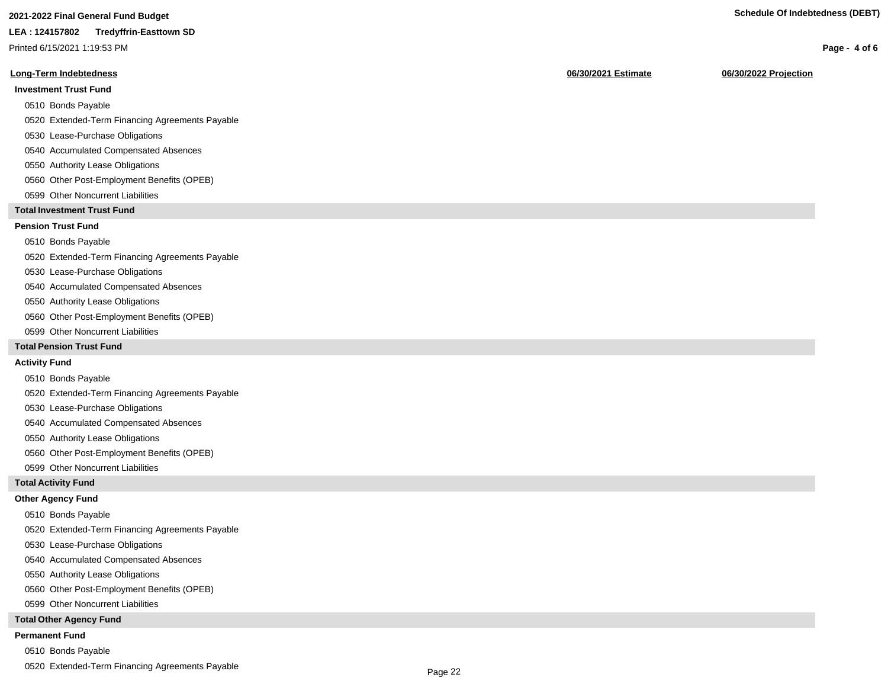**2021-2022 Final General Fund Budget**

**LEA : 124157802 Tredyffrin-Easttown SD**

Printed 6/15/2021 1:19:53 PM

**Schedule Of Indebtedness (DEBT)**

| Long-Term Indebtedness | 06/30/2021 Estimate | 06/30/2022 Projection |
|---|---|---|
| **Investment Trust Fund** | | |
| 0510 Bonds Payable | | |
| 0520 Extended-Term Financing Agreements Payable | | |
| 0530 Lease-Purchase Obligations | | |
| 0540 Accumulated Compensated Absences | | |
| 0550 Authority Lease Obligations | | |
| 0560 Other Post-Employment Benefits (OPEB) | | |
| 0599 Other Noncurrent Liabilities | | |
| **Total Investment Trust Fund** | | |
| **Pension Trust Fund** | | |
| 0510 Bonds Payable | | |
| 0520 Extended-Term Financing Agreements Payable | | |
| 0530 Lease-Purchase Obligations | | |
| 0540 Accumulated Compensated Absences | | |
| 0550 Authority Lease Obligations | | |
| 0560 Other Post-Employment Benefits (OPEB) | | |
| 0599 Other Noncurrent Liabilities | | |
| **Total Pension Trust Fund** | | |
| **Activity Fund** | | |
| 0510 Bonds Payable | | |
| 0520 Extended-Term Financing Agreements Payable | | |
| 0530 Lease-Purchase Obligations | | |
| 0540 Accumulated Compensated Absences | | |
| 0550 Authority Lease Obligations | | |
| 0560 Other Post-Employment Benefits (OPEB) | | |
| 0599 Other Noncurrent Liabilities | | |
| **Total Activity Fund** | | |
| **Other Agency Fund** | | |
| 0510 Bonds Payable | | |
| 0520 Extended-Term Financing Agreements Payable | | |
| 0530 Lease-Purchase Obligations | | |
| 0540 Accumulated Compensated Absences | | |
| 0550 Authority Lease Obligations | | |
| 0560 Other Post-Employment Benefits (OPEB) | | |
| 0599 Other Noncurrent Liabilities | | |
| **Total Other Agency Fund** | | |
| **Permanent Fund** | | |
| 0510 Bonds Payable | | |
| 0520 Extended-Term Financing Agreements Payable | | |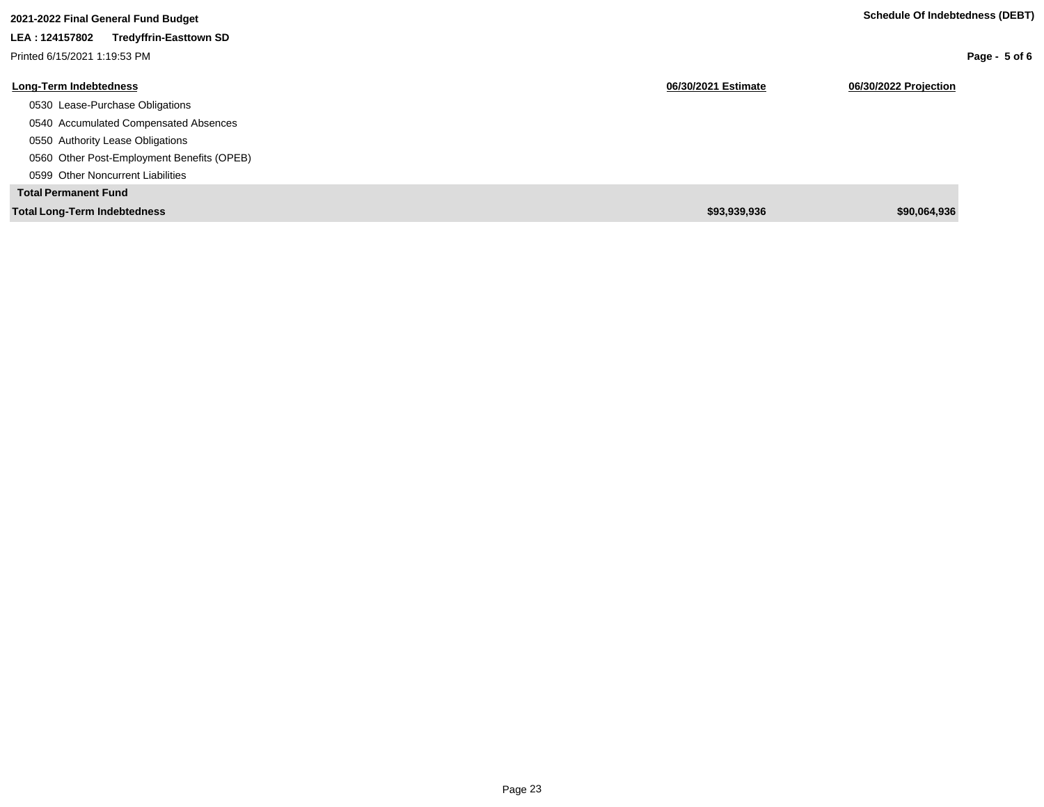**2021-2022 Final General Fund Budget**

**LEA : 124157802 Tredyffrin-Easttown SD**

Printed 6/15/2021 1:19:53 PM

**Schedule Of Indebtedness (DEBT)**

| Long-Term Indebtedness | 06/30/2021 Estimate | 06/30/2022 Projection |
|---|---|---|
| 0530 Lease-Purchase Obligations | | |
| 0540 Accumulated Compensated Absences | | |
| 0550 Authority Lease Obligations | | |
| 0560 Other Post-Employment Benefits (OPEB) | | |
| 0599 Other Noncurrent Liabilities | | |
| **Total Permanent Fund** | | |
| **Total Long-Term Indebtedness** | **$93,939,936** | **$90,064,936** |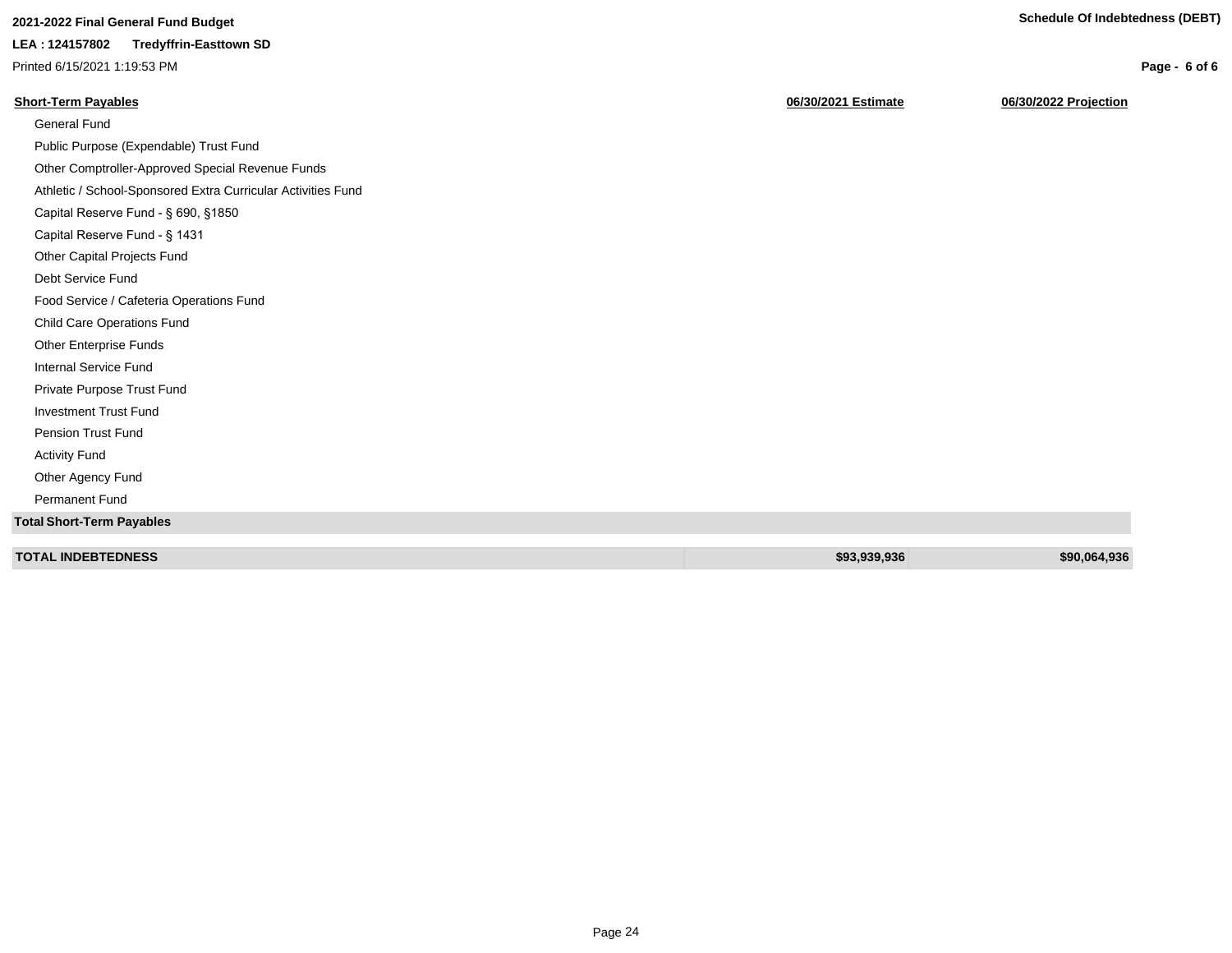2021-2022 Final General Fund Budget

LEA : 124157802 Tredyffrin-Easttown SD

Printed 6/15/2021 1:19:53 PM

## Schedule Of Indebtedness (DEBT)

| Short-Term Payables | 06/30/2021 Estimate | 06/30/2022 Projection |
|---|---|---|
| General Fund | | |
| Public Purpose (Expendable) Trust Fund | | |
| Other Comptroller-Approved Special Revenue Funds | | |
| Athletic / School-Sponsored Extra Curricular Activities Fund | | |
| Capital Reserve Fund - § 690, §1850 | | |
| Capital Reserve Fund - § 1431 | | |
| Other Capital Projects Fund | | |
| Debt Service Fund | | |
| Food Service / Cafeteria Operations Fund | | |
| Child Care Operations Fund | | |
| Other Enterprise Funds | | |
| Internal Service Fund | | |
| Private Purpose Trust Fund | | |
| Investment Trust Fund | | |
| Pension Trust Fund | | |
| Activity Fund | | |
| Other Agency Fund | | |
| Permanent Fund | | |
| **Total Short-Term Payables** | | |
| **TOTAL INDEBTEDNESS** | **$93,939,936** | **$90,064,936** |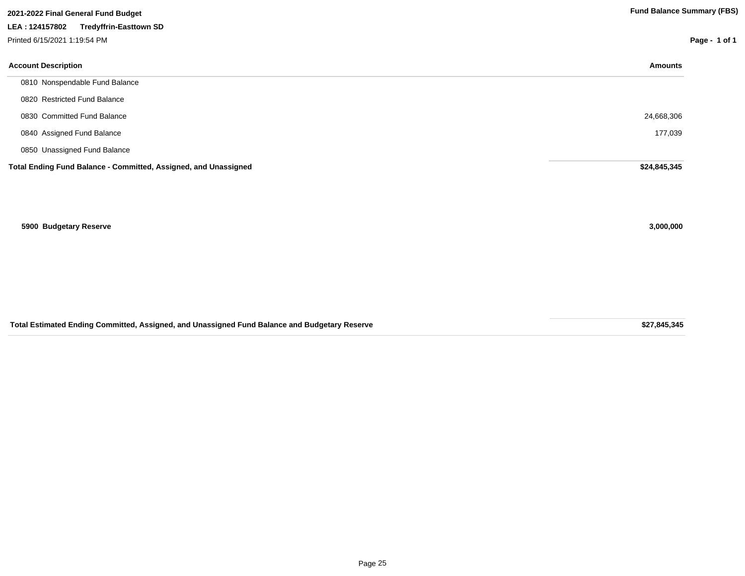**2021-2022 Final General Fund Budget**

**LEA : 124157802 Tredyffrin-Easttown SD**

Printed 6/15/2021 1:19:54 PM

**Fund Balance Summary (FBS)**

| Account Description | Amounts |
|---|---|
| 0810 Nonspendable Fund Balance | |
| 0820 Restricted Fund Balance | |
| 0830 Committed Fund Balance | 24,668,306 |
| 0840 Assigned Fund Balance | 177,039 |
| 0850 Unassigned Fund Balance | |
| **Total Ending Fund Balance - Committed, Assigned, and Unassigned** | **$24,845,345** |
| **5900 Budgetary Reserve** | **3,000,000** |
| **Total Estimated Ending Committed, Assigned, and Unassigned Fund Balance and Budgetary Reserve** | **$27,845,345** |